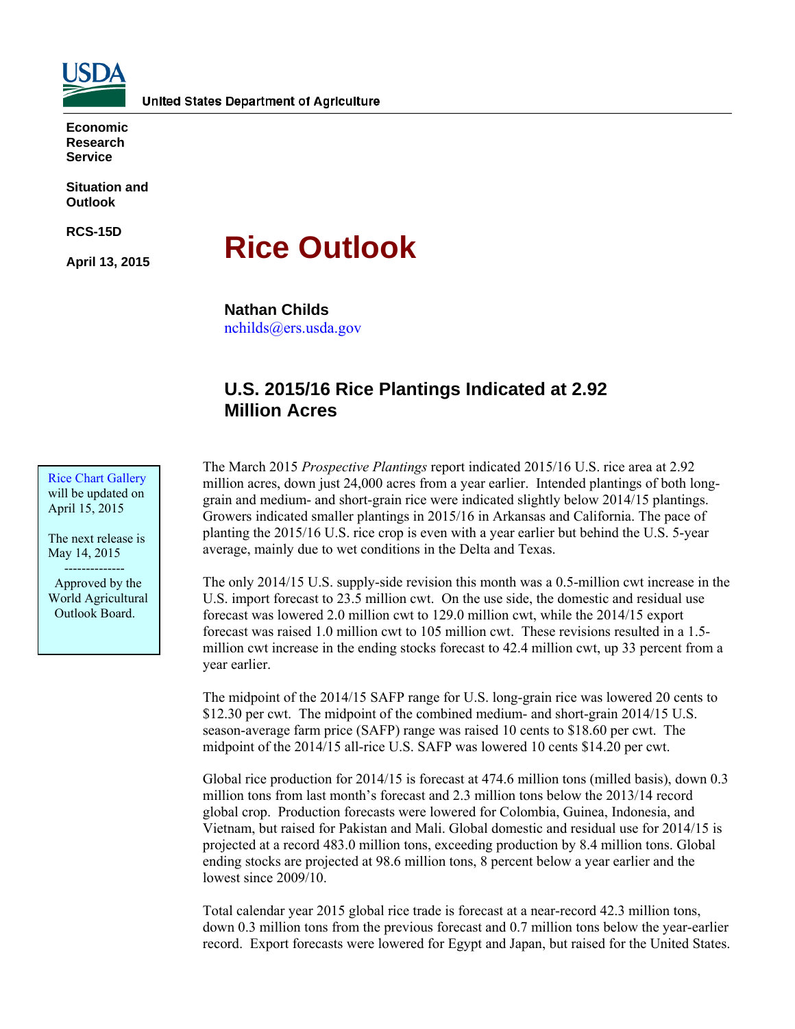United States Department of Agriculture

**Economic Research Service**

**Situation and Outlook**

**RCS-15D**

**April 13, 2015**

# Rice Outlook

**Nathan Childs**
nchilds@ers.usda.gov

## U.S. 2015/16 Rice Plantings Indicated at 2.92 Million Acres

Rice Chart Gallery will be updated on April 15, 2015

The next release is May 14, 2015

--------------

Approved by the World Agricultural Outlook Board.

The March 2015 *Prospective Plantings* report indicated 2015/16 U.S. rice area at 2.92 million acres, down just 24,000 acres from a year earlier. Intended plantings of both long-grain and medium- and short-grain rice were indicated slightly below 2014/15 plantings. Growers indicated smaller plantings in 2015/16 in Arkansas and California. The pace of planting the 2015/16 U.S. rice crop is even with a year earlier but behind the U.S. 5-year average, mainly due to wet conditions in the Delta and Texas.

The only 2014/15 U.S. supply-side revision this month was a 0.5-million cwt increase in the U.S. import forecast to 23.5 million cwt. On the use side, the domestic and residual use forecast was lowered 2.0 million cwt to 129.0 million cwt, while the 2014/15 export forecast was raised 1.0 million cwt to 105 million cwt. These revisions resulted in a 1.5-million cwt increase in the ending stocks forecast to 42.4 million cwt, up 33 percent from a year earlier.

The midpoint of the 2014/15 SAFP range for U.S. long-grain rice was lowered 20 cents to $12.30 per cwt. The midpoint of the combined medium- and short-grain 2014/15 U.S. season-average farm price (SAFP) range was raised 10 cents to $18.60 per cwt. The midpoint of the 2014/15 all-rice U.S. SAFP was lowered 10 cents $14.20 per cwt.

Global rice production for 2014/15 is forecast at 474.6 million tons (milled basis), down 0.3 million tons from last month's forecast and 2.3 million tons below the 2013/14 record global crop. Production forecasts were lowered for Colombia, Guinea, Indonesia, and Vietnam, but raised for Pakistan and Mali. Global domestic and residual use for 2014/15 is projected at a record 483.0 million tons, exceeding production by 8.4 million tons. Global ending stocks are projected at 98.6 million tons, 8 percent below a year earlier and the lowest since 2009/10.

Total calendar year 2015 global rice trade is forecast at a near-record 42.3 million tons, down 0.3 million tons from the previous forecast and 0.7 million tons below the year-earlier record. Export forecasts were lowered for Egypt and Japan, but raised for the United States.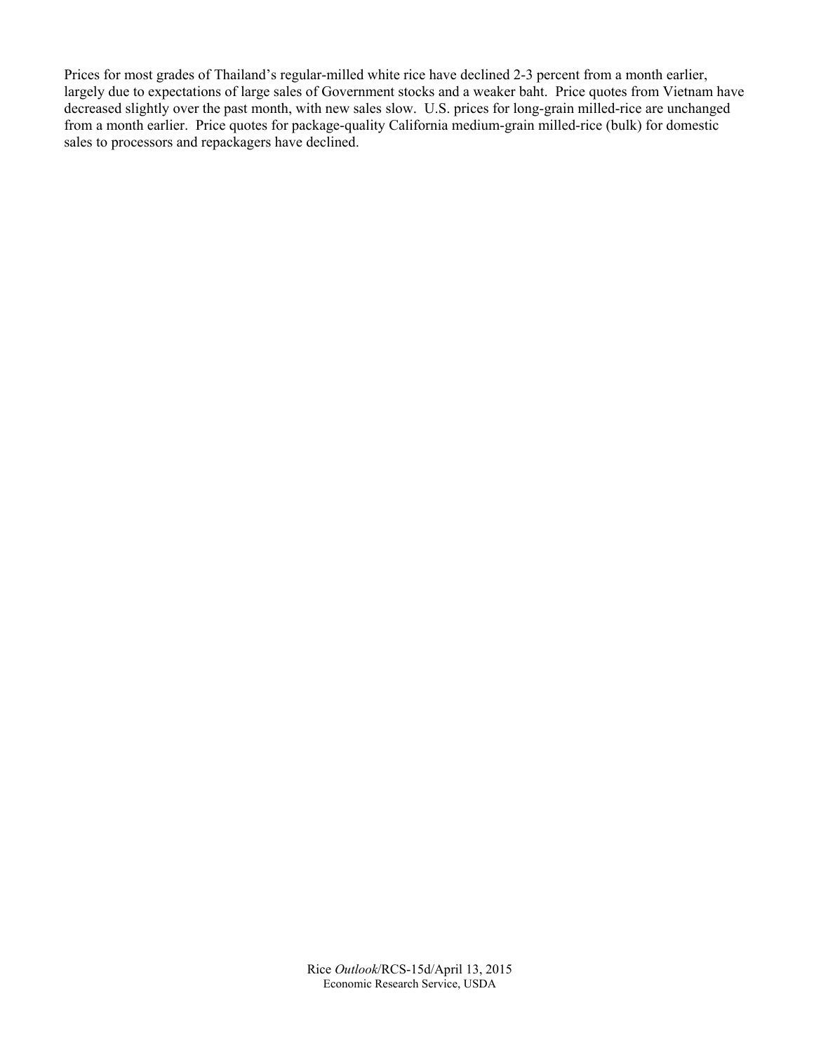Prices for most grades of Thailand's regular-milled white rice have declined 2-3 percent from a month earlier, largely due to expectations of large sales of Government stocks and a weaker baht. Price quotes from Vietnam have decreased slightly over the past month, with new sales slow. U.S. prices for long-grain milled-rice are unchanged from a month earlier. Price quotes for package-quality California medium-grain milled-rice (bulk) for domestic sales to processors and repackagers have declined.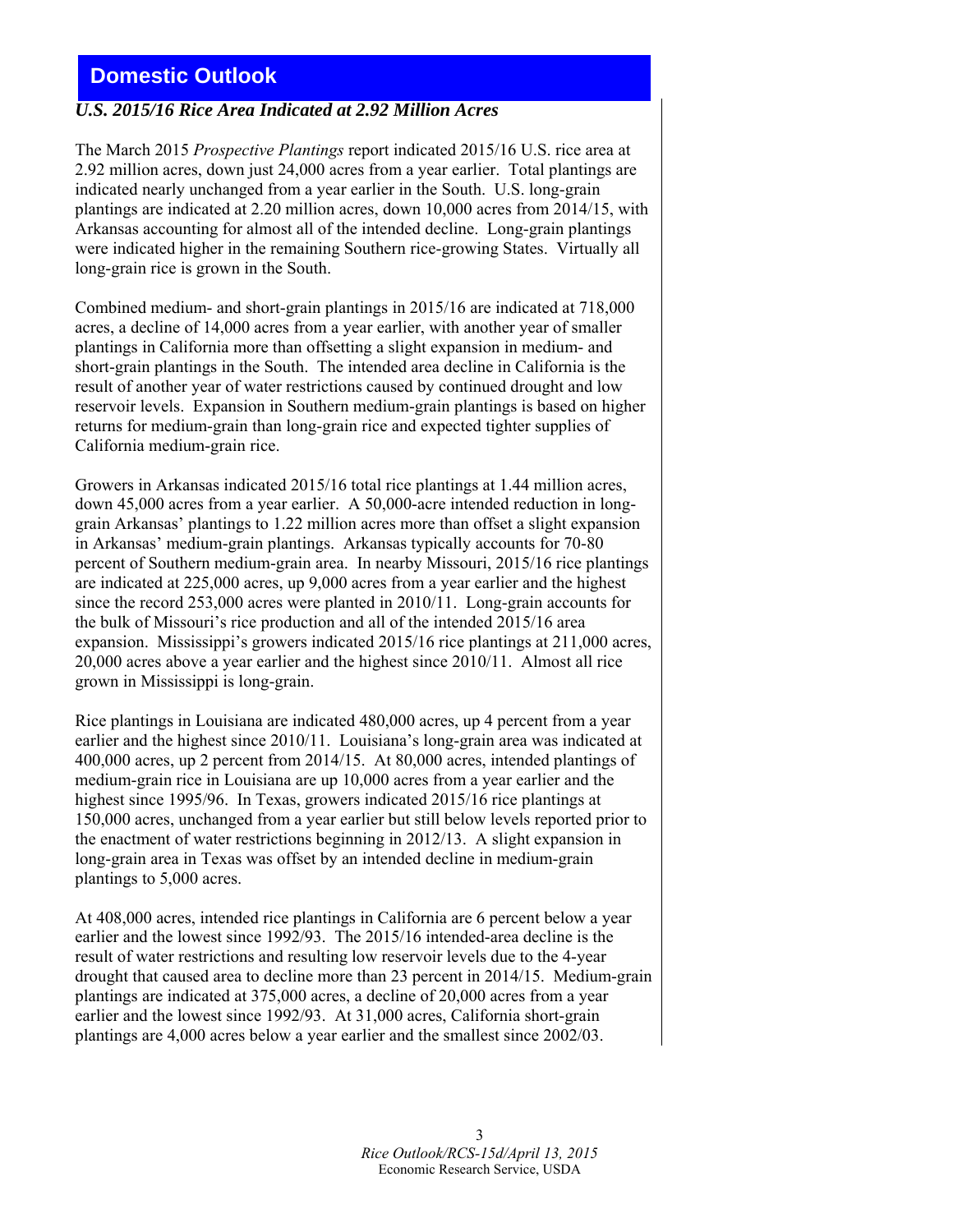## Domestic Outlook

### *U.S. 2015/16 Rice Area Indicated at 2.92 Million Acres*

The March 2015 *Prospective Plantings* report indicated 2015/16 U.S. rice area at 2.92 million acres, down just 24,000 acres from a year earlier. Total plantings are indicated nearly unchanged from a year earlier in the South. U.S. long-grain plantings are indicated at 2.20 million acres, down 10,000 acres from 2014/15, with Arkansas accounting for almost all of the intended decline. Long-grain plantings were indicated higher in the remaining Southern rice-growing States. Virtually all long-grain rice is grown in the South.

Combined medium- and short-grain plantings in 2015/16 are indicated at 718,000 acres, a decline of 14,000 acres from a year earlier, with another year of smaller plantings in California more than offsetting a slight expansion in medium- and short-grain plantings in the South. The intended area decline in California is the result of another year of water restrictions caused by continued drought and low reservoir levels. Expansion in Southern medium-grain plantings is based on higher returns for medium-grain than long-grain rice and expected tighter supplies of California medium-grain rice.

Growers in Arkansas indicated 2015/16 total rice plantings at 1.44 million acres, down 45,000 acres from a year earlier. A 50,000-acre intended reduction in long-grain Arkansas' plantings to 1.22 million acres more than offset a slight expansion in Arkansas' medium-grain plantings. Arkansas typically accounts for 70-80 percent of Southern medium-grain area. In nearby Missouri, 2015/16 rice plantings are indicated at 225,000 acres, up 9,000 acres from a year earlier and the highest since the record 253,000 acres were planted in 2010/11. Long-grain accounts for the bulk of Missouri's rice production and all of the intended 2015/16 area expansion. Mississippi's growers indicated 2015/16 rice plantings at 211,000 acres, 20,000 acres above a year earlier and the highest since 2010/11. Almost all rice grown in Mississippi is long-grain.

Rice plantings in Louisiana are indicated 480,000 acres, up 4 percent from a year earlier and the highest since 2010/11. Louisiana's long-grain area was indicated at 400,000 acres, up 2 percent from 2014/15. At 80,000 acres, intended plantings of medium-grain rice in Louisiana are up 10,000 acres from a year earlier and the highest since 1995/96. In Texas, growers indicated 2015/16 rice plantings at 150,000 acres, unchanged from a year earlier but still below levels reported prior to the enactment of water restrictions beginning in 2012/13. A slight expansion in long-grain area in Texas was offset by an intended decline in medium-grain plantings to 5,000 acres.

At 408,000 acres, intended rice plantings in California are 6 percent below a year earlier and the lowest since 1992/93. The 2015/16 intended-area decline is the result of water restrictions and resulting low reservoir levels due to the 4-year drought that caused area to decline more than 23 percent in 2014/15. Medium-grain plantings are indicated at 375,000 acres, a decline of 20,000 acres from a year earlier and the lowest since 1992/93. At 31,000 acres, California short-grain plantings are 4,000 acres below a year earlier and the smallest since 2002/03.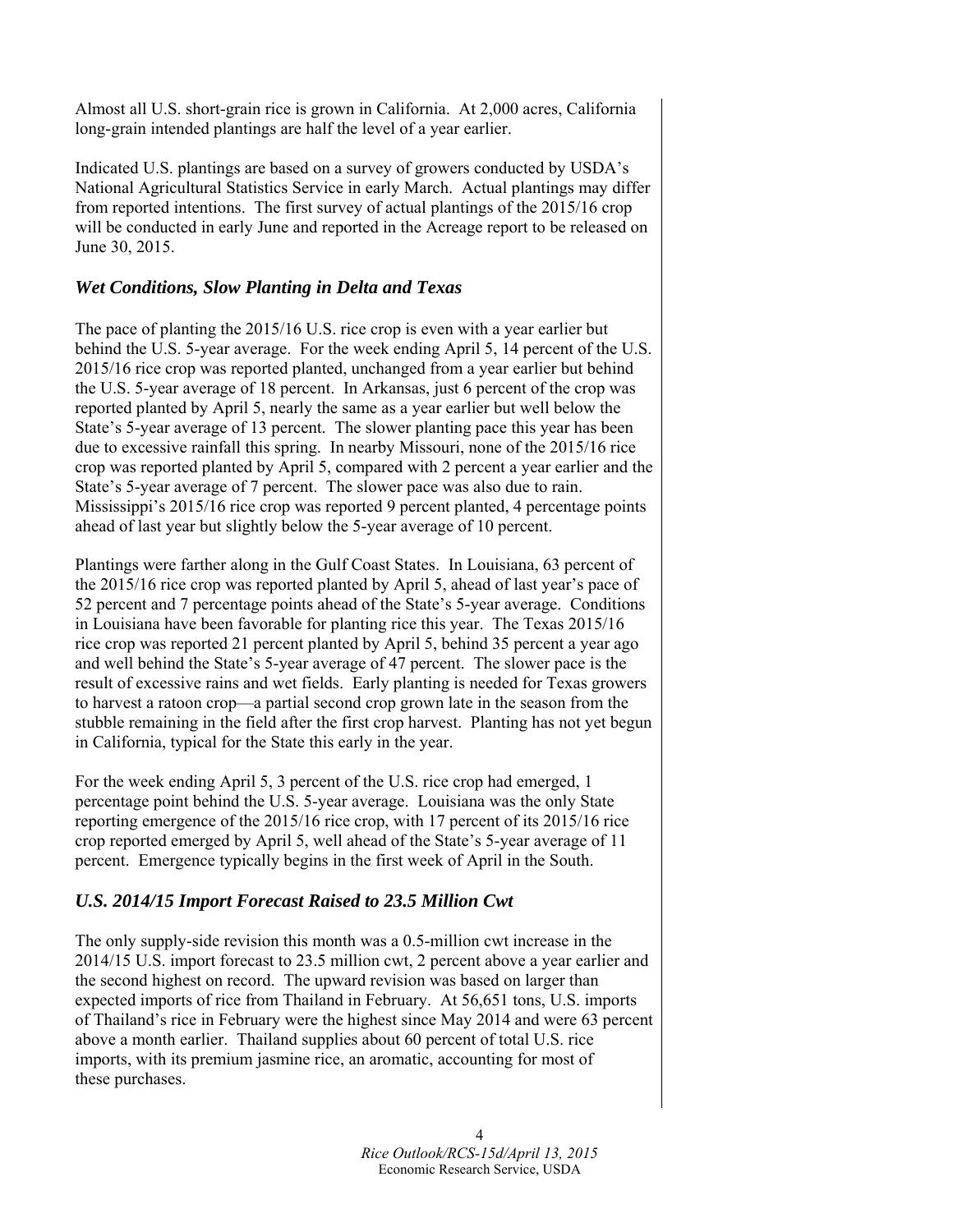Almost all U.S. short-grain rice is grown in California. At 2,000 acres, California long-grain intended plantings are half the level of a year earlier.

Indicated U.S. plantings are based on a survey of growers conducted by USDA's National Agricultural Statistics Service in early March. Actual plantings may differ from reported intentions. The first survey of actual plantings of the 2015/16 crop will be conducted in early June and reported in the Acreage report to be released on June 30, 2015.

### *Wet Conditions, Slow Planting in Delta and Texas*

The pace of planting the 2015/16 U.S. rice crop is even with a year earlier but behind the U.S. 5-year average. For the week ending April 5, 14 percent of the U.S. 2015/16 rice crop was reported planted, unchanged from a year earlier but behind the U.S. 5-year average of 18 percent. In Arkansas, just 6 percent of the crop was reported planted by April 5, nearly the same as a year earlier but well below the State's 5-year average of 13 percent. The slower planting pace this year has been due to excessive rainfall this spring. In nearby Missouri, none of the 2015/16 rice crop was reported planted by April 5, compared with 2 percent a year earlier and the State's 5-year average of 7 percent. The slower pace was also due to rain. Mississippi's 2015/16 rice crop was reported 9 percent planted, 4 percentage points ahead of last year but slightly below the 5-year average of 10 percent.

Plantings were farther along in the Gulf Coast States. In Louisiana, 63 percent of the 2015/16 rice crop was reported planted by April 5, ahead of last year's pace of 52 percent and 7 percentage points ahead of the State's 5-year average. Conditions in Louisiana have been favorable for planting rice this year. The Texas 2015/16 rice crop was reported 21 percent planted by April 5, behind 35 percent a year ago and well behind the State's 5-year average of 47 percent. The slower pace is the result of excessive rains and wet fields. Early planting is needed for Texas growers to harvest a ratoon crop—a partial second crop grown late in the season from the stubble remaining in the field after the first crop harvest. Planting has not yet begun in California, typical for the State this early in the year.

For the week ending April 5, 3 percent of the U.S. rice crop had emerged, 1 percentage point behind the U.S. 5-year average. Louisiana was the only State reporting emergence of the 2015/16 rice crop, with 17 percent of its 2015/16 rice crop reported emerged by April 5, well ahead of the State's 5-year average of 11 percent. Emergence typically begins in the first week of April in the South.

### *U.S. 2014/15 Import Forecast Raised to 23.5 Million Cwt*

The only supply-side revision this month was a 0.5-million cwt increase in the 2014/15 U.S. import forecast to 23.5 million cwt, 2 percent above a year earlier and the second highest on record. The upward revision was based on larger than expected imports of rice from Thailand in February. At 56,651 tons, U.S. imports of Thailand's rice in February were the highest since May 2014 and were 63 percent above a month earlier. Thailand supplies about 60 percent of total U.S. rice imports, with its premium jasmine rice, an aromatic, accounting for most of these purchases.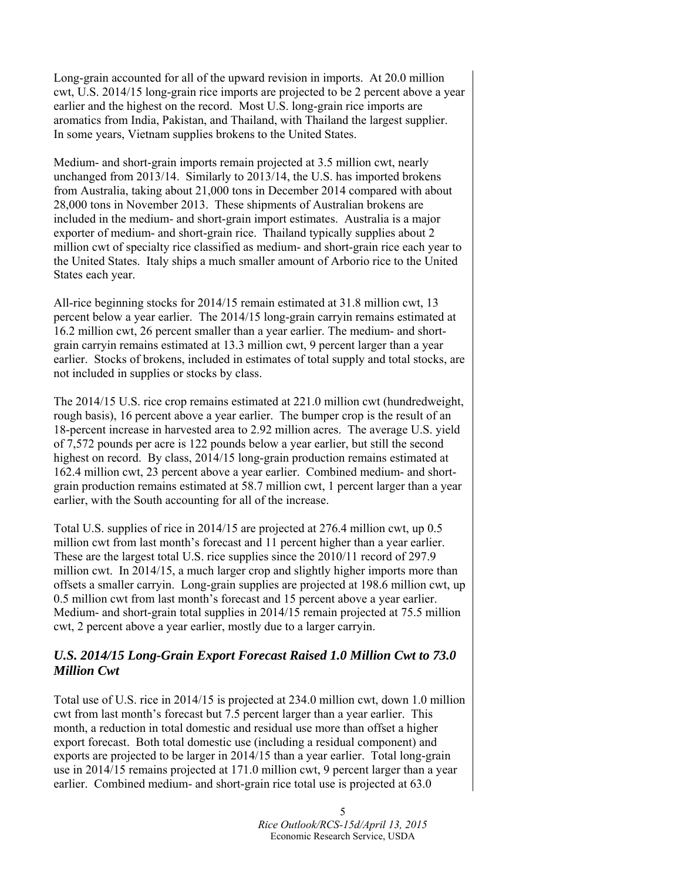Long-grain accounted for all of the upward revision in imports. At 20.0 million cwt, U.S. 2014/15 long-grain rice imports are projected to be 2 percent above a year earlier and the highest on the record. Most U.S. long-grain rice imports are aromatics from India, Pakistan, and Thailand, with Thailand the largest supplier. In some years, Vietnam supplies brokens to the United States.

Medium- and short-grain imports remain projected at 3.5 million cwt, nearly unchanged from 2013/14. Similarly to 2013/14, the U.S. has imported brokens from Australia, taking about 21,000 tons in December 2014 compared with about 28,000 tons in November 2013. These shipments of Australian brokens are included in the medium- and short-grain import estimates. Australia is a major exporter of medium- and short-grain rice. Thailand typically supplies about 2 million cwt of specialty rice classified as medium- and short-grain rice each year to the United States. Italy ships a much smaller amount of Arborio rice to the United States each year.

All-rice beginning stocks for 2014/15 remain estimated at 31.8 million cwt, 13 percent below a year earlier. The 2014/15 long-grain carryin remains estimated at 16.2 million cwt, 26 percent smaller than a year earlier. The medium- and short-grain carryin remains estimated at 13.3 million cwt, 9 percent larger than a year earlier. Stocks of brokens, included in estimates of total supply and total stocks, are not included in supplies or stocks by class.

The 2014/15 U.S. rice crop remains estimated at 221.0 million cwt (hundredweight, rough basis), 16 percent above a year earlier. The bumper crop is the result of an 18-percent increase in harvested area to 2.92 million acres. The average U.S. yield of 7,572 pounds per acre is 122 pounds below a year earlier, but still the second highest on record. By class, 2014/15 long-grain production remains estimated at 162.4 million cwt, 23 percent above a year earlier. Combined medium- and short-grain production remains estimated at 58.7 million cwt, 1 percent larger than a year earlier, with the South accounting for all of the increase.

Total U.S. supplies of rice in 2014/15 are projected at 276.4 million cwt, up 0.5 million cwt from last month's forecast and 11 percent higher than a year earlier. These are the largest total U.S. rice supplies since the 2010/11 record of 297.9 million cwt. In 2014/15, a much larger crop and slightly higher imports more than offsets a smaller carryin. Long-grain supplies are projected at 198.6 million cwt, up 0.5 million cwt from last month's forecast and 15 percent above a year earlier. Medium- and short-grain total supplies in 2014/15 remain projected at 75.5 million cwt, 2 percent above a year earlier, mostly due to a larger carryin.

### *U.S. 2014/15 Long-Grain Export Forecast Raised 1.0 Million Cwt to 73.0 Million Cwt*

Total use of U.S. rice in 2014/15 is projected at 234.0 million cwt, down 1.0 million cwt from last month's forecast but 7.5 percent larger than a year earlier. This month, a reduction in total domestic and residual use more than offset a higher export forecast. Both total domestic use (including a residual component) and exports are projected to be larger in 2014/15 than a year earlier. Total long-grain use in 2014/15 remains projected at 171.0 million cwt, 9 percent larger than a year earlier. Combined medium- and short-grain rice total use is projected at 63.0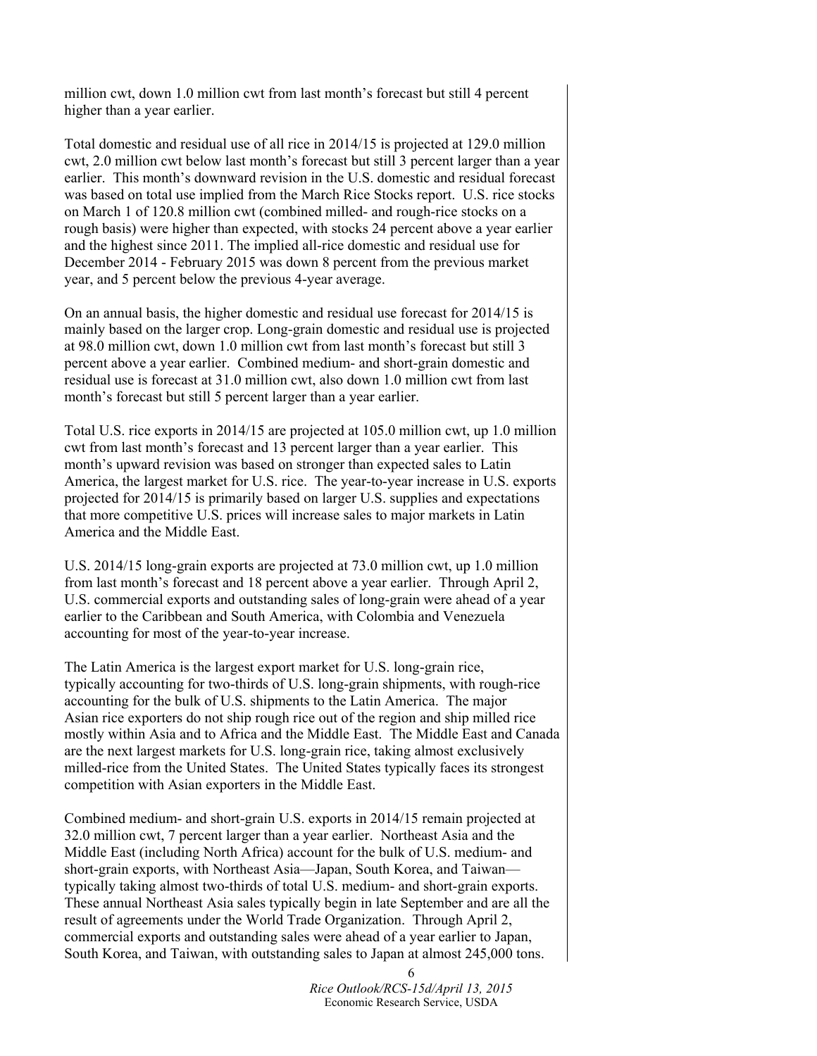million cwt, down 1.0 million cwt from last month's forecast but still 4 percent higher than a year earlier.

Total domestic and residual use of all rice in 2014/15 is projected at 129.0 million cwt, 2.0 million cwt below last month's forecast but still 3 percent larger than a year earlier. This month's downward revision in the U.S. domestic and residual forecast was based on total use implied from the March Rice Stocks report. U.S. rice stocks on March 1 of 120.8 million cwt (combined milled- and rough-rice stocks on a rough basis) were higher than expected, with stocks 24 percent above a year earlier and the highest since 2011. The implied all-rice domestic and residual use for December 2014 - February 2015 was down 8 percent from the previous market year, and 5 percent below the previous 4-year average.

On an annual basis, the higher domestic and residual use forecast for 2014/15 is mainly based on the larger crop. Long-grain domestic and residual use is projected at 98.0 million cwt, down 1.0 million cwt from last month's forecast but still 3 percent above a year earlier. Combined medium- and short-grain domestic and residual use is forecast at 31.0 million cwt, also down 1.0 million cwt from last month's forecast but still 5 percent larger than a year earlier.

Total U.S. rice exports in 2014/15 are projected at 105.0 million cwt, up 1.0 million cwt from last month's forecast and 13 percent larger than a year earlier. This month's upward revision was based on stronger than expected sales to Latin America, the largest market for U.S. rice. The year-to-year increase in U.S. exports projected for 2014/15 is primarily based on larger U.S. supplies and expectations that more competitive U.S. prices will increase sales to major markets in Latin America and the Middle East.

U.S. 2014/15 long-grain exports are projected at 73.0 million cwt, up 1.0 million from last month's forecast and 18 percent above a year earlier. Through April 2, U.S. commercial exports and outstanding sales of long-grain were ahead of a year earlier to the Caribbean and South America, with Colombia and Venezuela accounting for most of the year-to-year increase.

The Latin America is the largest export market for U.S. long-grain rice, typically accounting for two-thirds of U.S. long-grain shipments, with rough-rice accounting for the bulk of U.S. shipments to the Latin America. The major Asian rice exporters do not ship rough rice out of the region and ship milled rice mostly within Asia and to Africa and the Middle East. The Middle East and Canada are the next largest markets for U.S. long-grain rice, taking almost exclusively milled-rice from the United States. The United States typically faces its strongest competition with Asian exporters in the Middle East.

Combined medium- and short-grain U.S. exports in 2014/15 remain projected at 32.0 million cwt, 7 percent larger than a year earlier. Northeast Asia and the Middle East (including North Africa) account for the bulk of U.S. medium- and short-grain exports, with Northeast Asia—Japan, South Korea, and Taiwan—typically taking almost two-thirds of total U.S. medium- and short-grain exports. These annual Northeast Asia sales typically begin in late September and are all the result of agreements under the World Trade Organization. Through April 2, commercial exports and outstanding sales were ahead of a year earlier to Japan, South Korea, and Taiwan, with outstanding sales to Japan at almost 245,000 tons.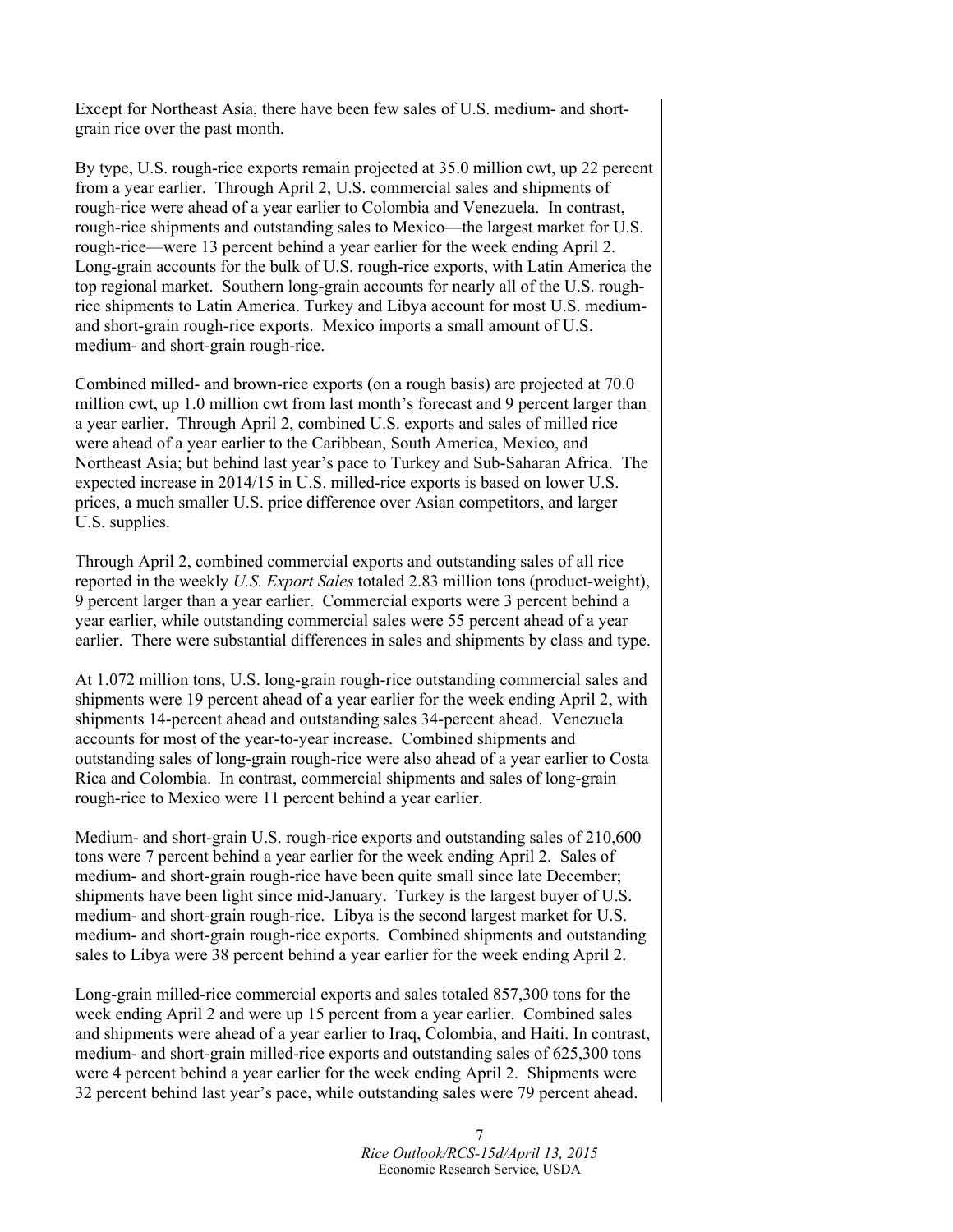Except for Northeast Asia, there have been few sales of U.S. medium- and short-grain rice over the past month.

By type, U.S. rough-rice exports remain projected at 35.0 million cwt, up 22 percent from a year earlier. Through April 2, U.S. commercial sales and shipments of rough-rice were ahead of a year earlier to Colombia and Venezuela. In contrast, rough-rice shipments and outstanding sales to Mexico—the largest market for U.S. rough-rice—were 13 percent behind a year earlier for the week ending April 2. Long-grain accounts for the bulk of U.S. rough-rice exports, with Latin America the top regional market. Southern long-grain accounts for nearly all of the U.S. rough-rice shipments to Latin America. Turkey and Libya account for most U.S. medium- and short-grain rough-rice exports. Mexico imports a small amount of U.S. medium- and short-grain rough-rice.

Combined milled- and brown-rice exports (on a rough basis) are projected at 70.0 million cwt, up 1.0 million cwt from last month's forecast and 9 percent larger than a year earlier. Through April 2, combined U.S. exports and sales of milled rice were ahead of a year earlier to the Caribbean, South America, Mexico, and Northeast Asia; but behind last year's pace to Turkey and Sub-Saharan Africa. The expected increase in 2014/15 in U.S. milled-rice exports is based on lower U.S. prices, a much smaller U.S. price difference over Asian competitors, and larger U.S. supplies.

Through April 2, combined commercial exports and outstanding sales of all rice reported in the weekly *U.S. Export Sales* totaled 2.83 million tons (product-weight), 9 percent larger than a year earlier. Commercial exports were 3 percent behind a year earlier, while outstanding commercial sales were 55 percent ahead of a year earlier. There were substantial differences in sales and shipments by class and type.

At 1.072 million tons, U.S. long-grain rough-rice outstanding commercial sales and shipments were 19 percent ahead of a year earlier for the week ending April 2, with shipments 14-percent ahead and outstanding sales 34-percent ahead. Venezuela accounts for most of the year-to-year increase. Combined shipments and outstanding sales of long-grain rough-rice were also ahead of a year earlier to Costa Rica and Colombia. In contrast, commercial shipments and sales of long-grain rough-rice to Mexico were 11 percent behind a year earlier.

Medium- and short-grain U.S. rough-rice exports and outstanding sales of 210,600 tons were 7 percent behind a year earlier for the week ending April 2. Sales of medium- and short-grain rough-rice have been quite small since late December; shipments have been light since mid-January. Turkey is the largest buyer of U.S. medium- and short-grain rough-rice. Libya is the second largest market for U.S. medium- and short-grain rough-rice exports. Combined shipments and outstanding sales to Libya were 38 percent behind a year earlier for the week ending April 2.

Long-grain milled-rice commercial exports and sales totaled 857,300 tons for the week ending April 2 and were up 15 percent from a year earlier. Combined sales and shipments were ahead of a year earlier to Iraq, Colombia, and Haiti. In contrast, medium- and short-grain milled-rice exports and outstanding sales of 625,300 tons were 4 percent behind a year earlier for the week ending April 2. Shipments were 32 percent behind last year's pace, while outstanding sales were 79 percent ahead.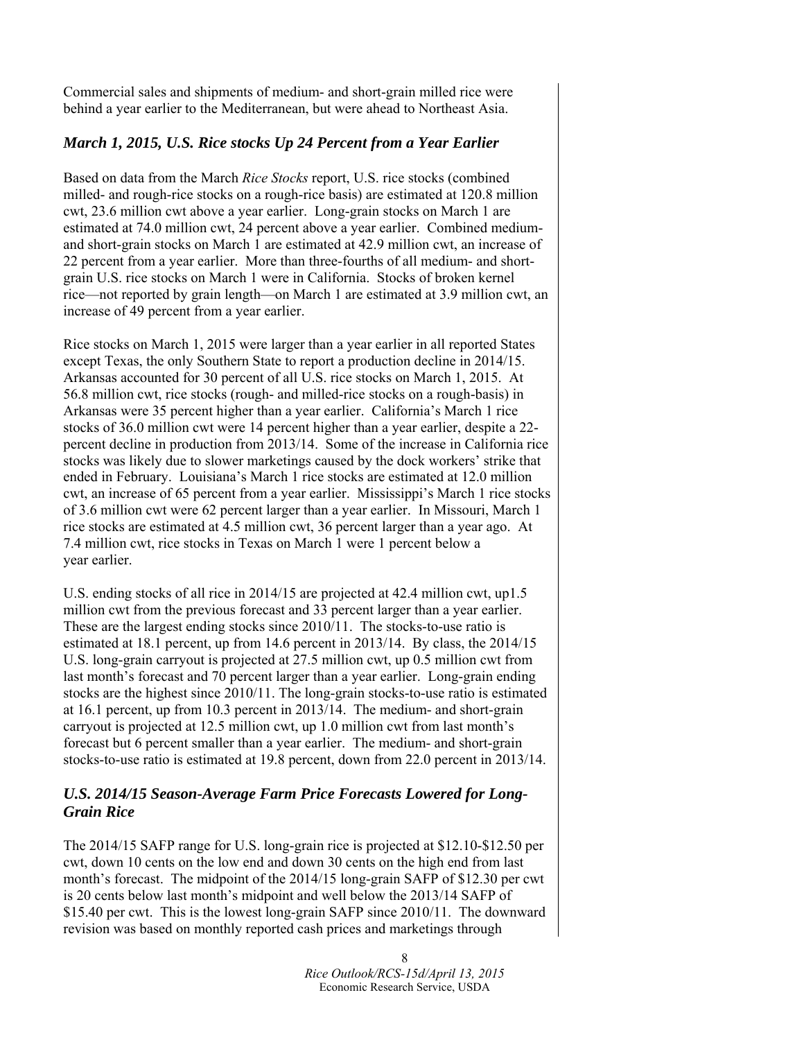Commercial sales and shipments of medium- and short-grain milled rice were behind a year earlier to the Mediterranean, but were ahead to Northeast Asia.

### *March 1, 2015, U.S. Rice stocks Up 24 Percent from a Year Earlier*

Based on data from the March *Rice Stocks* report, U.S. rice stocks (combined milled- and rough-rice stocks on a rough-rice basis) are estimated at 120.8 million cwt, 23.6 million cwt above a year earlier. Long-grain stocks on March 1 are estimated at 74.0 million cwt, 24 percent above a year earlier. Combined medium- and short-grain stocks on March 1 are estimated at 42.9 million cwt, an increase of 22 percent from a year earlier. More than three-fourths of all medium- and short-grain U.S. rice stocks on March 1 were in California. Stocks of broken kernel rice—not reported by grain length—on March 1 are estimated at 3.9 million cwt, an increase of 49 percent from a year earlier.

Rice stocks on March 1, 2015 were larger than a year earlier in all reported States except Texas, the only Southern State to report a production decline in 2014/15. Arkansas accounted for 30 percent of all U.S. rice stocks on March 1, 2015. At 56.8 million cwt, rice stocks (rough- and milled-rice stocks on a rough-basis) in Arkansas were 35 percent higher than a year earlier. California's March 1 rice stocks of 36.0 million cwt were 14 percent higher than a year earlier, despite a 22-percent decline in production from 2013/14. Some of the increase in California rice stocks was likely due to slower marketings caused by the dock workers' strike that ended in February. Louisiana's March 1 rice stocks are estimated at 12.0 million cwt, an increase of 65 percent from a year earlier. Mississippi's March 1 rice stocks of 3.6 million cwt were 62 percent larger than a year earlier. In Missouri, March 1 rice stocks are estimated at 4.5 million cwt, 36 percent larger than a year ago. At 7.4 million cwt, rice stocks in Texas on March 1 were 1 percent below a year earlier.

U.S. ending stocks of all rice in 2014/15 are projected at 42.4 million cwt, up1.5 million cwt from the previous forecast and 33 percent larger than a year earlier. These are the largest ending stocks since 2010/11. The stocks-to-use ratio is estimated at 18.1 percent, up from 14.6 percent in 2013/14. By class, the 2014/15 U.S. long-grain carryout is projected at 27.5 million cwt, up 0.5 million cwt from last month's forecast and 70 percent larger than a year earlier. Long-grain ending stocks are the highest since 2010/11. The long-grain stocks-to-use ratio is estimated at 16.1 percent, up from 10.3 percent in 2013/14. The medium- and short-grain carryout is projected at 12.5 million cwt, up 1.0 million cwt from last month's forecast but 6 percent smaller than a year earlier. The medium- and short-grain stocks-to-use ratio is estimated at 19.8 percent, down from 22.0 percent in 2013/14.

### *U.S. 2014/15 Season-Average Farm Price Forecasts Lowered for Long-Grain Rice*

The 2014/15 SAFP range for U.S. long-grain rice is projected at $12.10-$12.50 per cwt, down 10 cents on the low end and down 30 cents on the high end from last month's forecast. The midpoint of the 2014/15 long-grain SAFP of $12.30 per cwt is 20 cents below last month's midpoint and well below the 2013/14 SAFP of $15.40 per cwt. This is the lowest long-grain SAFP since 2010/11. The downward revision was based on monthly reported cash prices and marketings through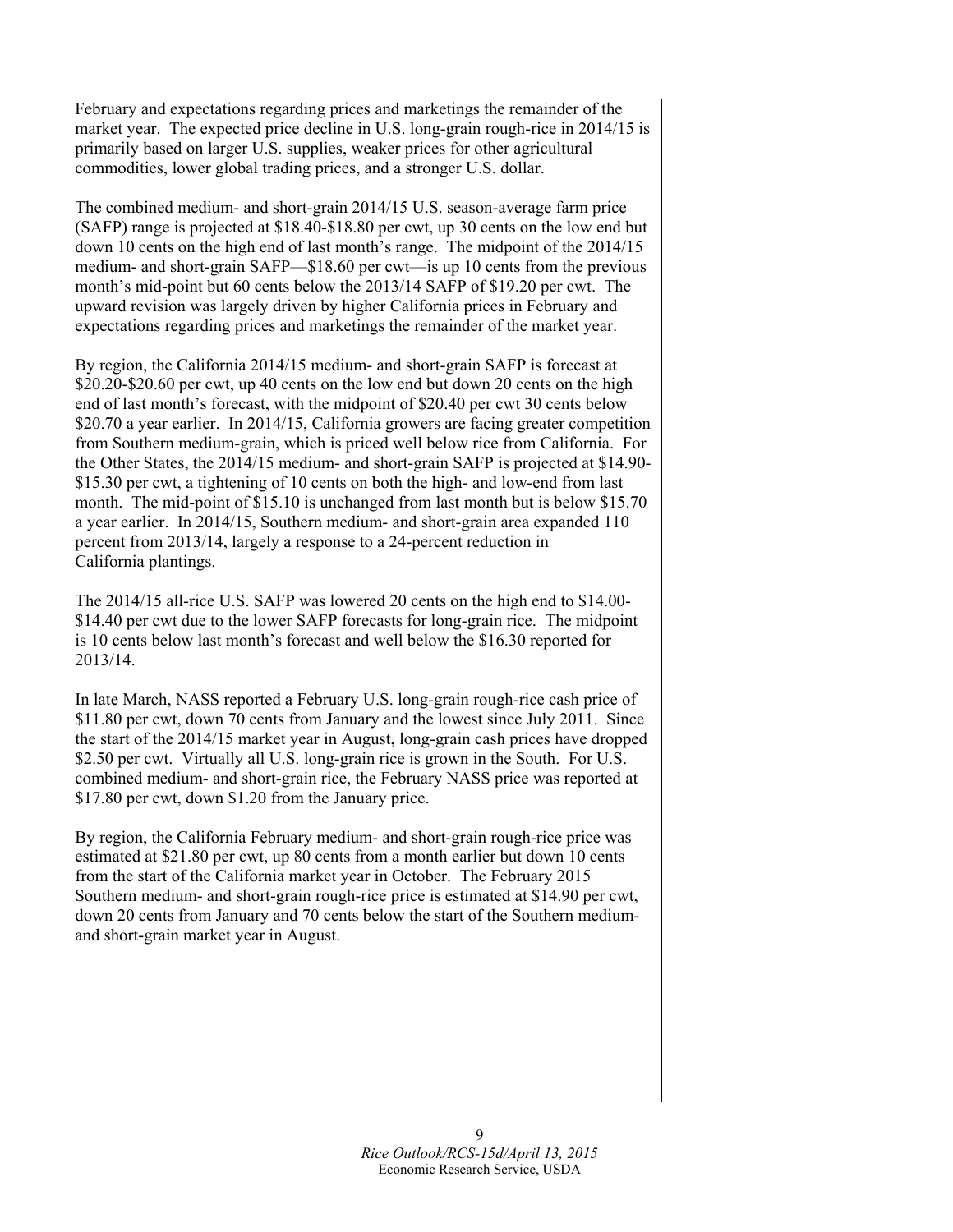February and expectations regarding prices and marketings the remainder of the market year. The expected price decline in U.S. long-grain rough-rice in 2014/15 is primarily based on larger U.S. supplies, weaker prices for other agricultural commodities, lower global trading prices, and a stronger U.S. dollar.

The combined medium- and short-grain 2014/15 U.S. season-average farm price (SAFP) range is projected at $18.40-$18.80 per cwt, up 30 cents on the low end but down 10 cents on the high end of last month's range. The midpoint of the 2014/15 medium- and short-grain SAFP—$18.60 per cwt—is up 10 cents from the previous month's mid-point but 60 cents below the 2013/14 SAFP of $19.20 per cwt. The upward revision was largely driven by higher California prices in February and expectations regarding prices and marketings the remainder of the market year.

By region, the California 2014/15 medium- and short-grain SAFP is forecast at $20.20-$20.60 per cwt, up 40 cents on the low end but down 20 cents on the high end of last month's forecast, with the midpoint of $20.40 per cwt 30 cents below $20.70 a year earlier. In 2014/15, California growers are facing greater competition from Southern medium-grain, which is priced well below rice from California. For the Other States, the 2014/15 medium- and short-grain SAFP is projected at $14.90-$15.30 per cwt, a tightening of 10 cents on both the high- and low-end from last month. The mid-point of $15.10 is unchanged from last month but is below $15.70 a year earlier. In 2014/15, Southern medium- and short-grain area expanded 110 percent from 2013/14, largely a response to a 24-percent reduction in California plantings.

The 2014/15 all-rice U.S. SAFP was lowered 20 cents on the high end to $14.00-$14.40 per cwt due to the lower SAFP forecasts for long-grain rice. The midpoint is 10 cents below last month's forecast and well below the $16.30 reported for 2013/14.

In late March, NASS reported a February U.S. long-grain rough-rice cash price of $11.80 per cwt, down 70 cents from January and the lowest since July 2011. Since the start of the 2014/15 market year in August, long-grain cash prices have dropped $2.50 per cwt. Virtually all U.S. long-grain rice is grown in the South. For U.S. combined medium- and short-grain rice, the February NASS price was reported at $17.80 per cwt, down $1.20 from the January price.

By region, the California February medium- and short-grain rough-rice price was estimated at $21.80 per cwt, up 80 cents from a month earlier but down 10 cents from the start of the California market year in October. The February 2015 Southern medium- and short-grain rough-rice price is estimated at $14.90 per cwt, down 20 cents from January and 70 cents below the start of the Southern medium- and short-grain market year in August.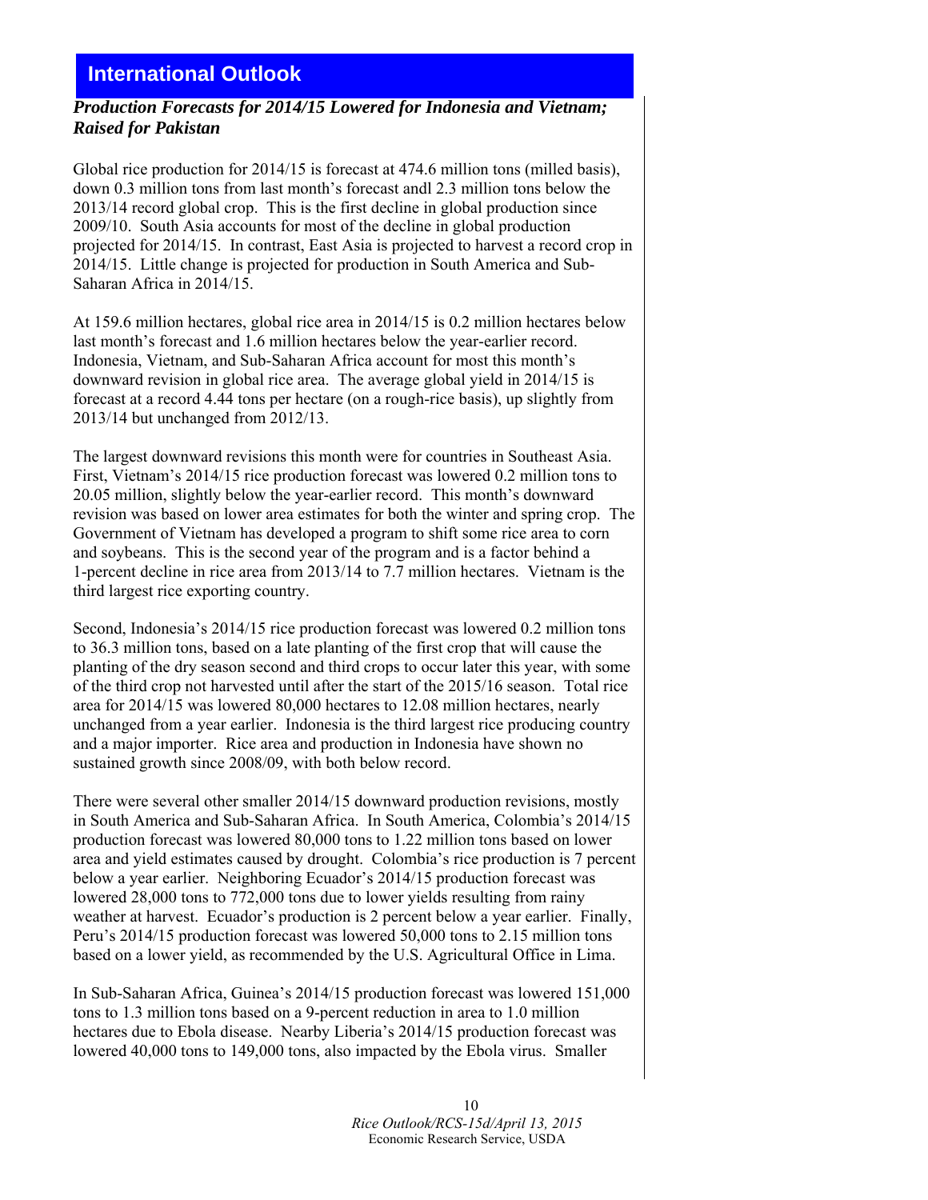# International Outlook

***Production Forecasts for 2014/15 Lowered for Indonesia and Vietnam; Raised for Pakistan***

Global rice production for 2014/15 is forecast at 474.6 million tons (milled basis), down 0.3 million tons from last month's forecast andl 2.3 million tons below the 2013/14 record global crop. This is the first decline in global production since 2009/10. South Asia accounts for most of the decline in global production projected for 2014/15. In contrast, East Asia is projected to harvest a record crop in 2014/15. Little change is projected for production in South America and Sub-Saharan Africa in 2014/15.

At 159.6 million hectares, global rice area in 2014/15 is 0.2 million hectares below last month's forecast and 1.6 million hectares below the year-earlier record. Indonesia, Vietnam, and Sub-Saharan Africa account for most this month's downward revision in global rice area. The average global yield in 2014/15 is forecast at a record 4.44 tons per hectare (on a rough-rice basis), up slightly from 2013/14 but unchanged from 2012/13.

The largest downward revisions this month were for countries in Southeast Asia. First, Vietnam's 2014/15 rice production forecast was lowered 0.2 million tons to 20.05 million, slightly below the year-earlier record. This month's downward revision was based on lower area estimates for both the winter and spring crop. The Government of Vietnam has developed a program to shift some rice area to corn and soybeans. This is the second year of the program and is a factor behind a 1-percent decline in rice area from 2013/14 to 7.7 million hectares. Vietnam is the third largest rice exporting country.

Second, Indonesia's 2014/15 rice production forecast was lowered 0.2 million tons to 36.3 million tons, based on a late planting of the first crop that will cause the planting of the dry season second and third crops to occur later this year, with some of the third crop not harvested until after the start of the 2015/16 season. Total rice area for 2014/15 was lowered 80,000 hectares to 12.08 million hectares, nearly unchanged from a year earlier. Indonesia is the third largest rice producing country and a major importer. Rice area and production in Indonesia have shown no sustained growth since 2008/09, with both below record.

There were several other smaller 2014/15 downward production revisions, mostly in South America and Sub-Saharan Africa. In South America, Colombia's 2014/15 production forecast was lowered 80,000 tons to 1.22 million tons based on lower area and yield estimates caused by drought. Colombia's rice production is 7 percent below a year earlier. Neighboring Ecuador's 2014/15 production forecast was lowered 28,000 tons to 772,000 tons due to lower yields resulting from rainy weather at harvest. Ecuador's production is 2 percent below a year earlier. Finally, Peru's 2014/15 production forecast was lowered 50,000 tons to 2.15 million tons based on a lower yield, as recommended by the U.S. Agricultural Office in Lima.

In Sub-Saharan Africa, Guinea's 2014/15 production forecast was lowered 151,000 tons to 1.3 million tons based on a 9-percent reduction in area to 1.0 million hectares due to Ebola disease. Nearby Liberia's 2014/15 production forecast was lowered 40,000 tons to 149,000 tons, also impacted by the Ebola virus. Smaller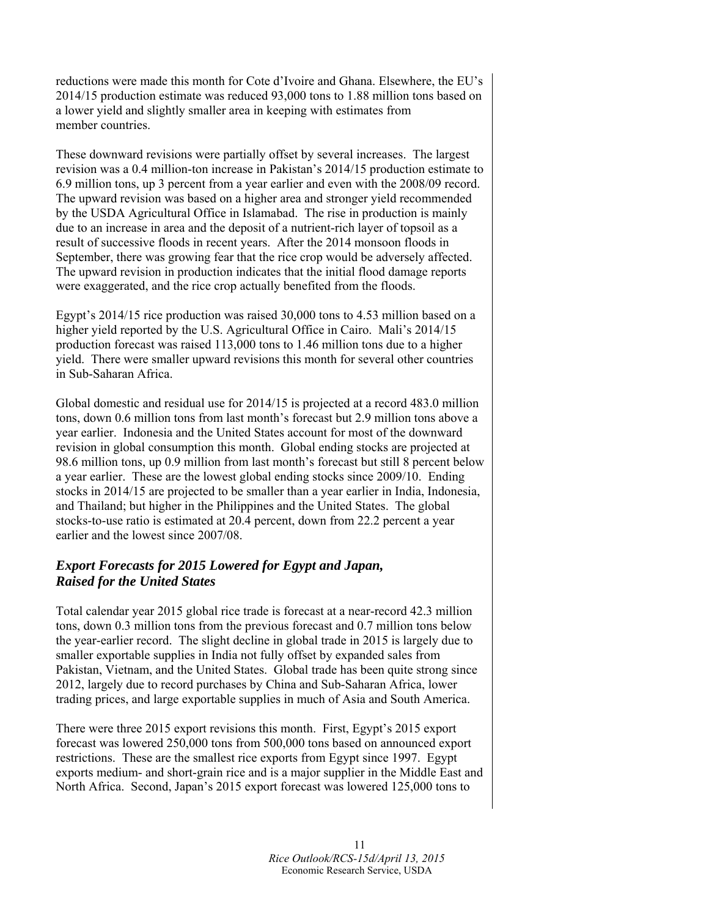reductions were made this month for Cote d'Ivoire and Ghana. Elsewhere, the EU's 2014/15 production estimate was reduced 93,000 tons to 1.88 million tons based on a lower yield and slightly smaller area in keeping with estimates from member countries.

These downward revisions were partially offset by several increases. The largest revision was a 0.4 million-ton increase in Pakistan's 2014/15 production estimate to 6.9 million tons, up 3 percent from a year earlier and even with the 2008/09 record. The upward revision was based on a higher area and stronger yield recommended by the USDA Agricultural Office in Islamabad. The rise in production is mainly due to an increase in area and the deposit of a nutrient-rich layer of topsoil as a result of successive floods in recent years. After the 2014 monsoon floods in September, there was growing fear that the rice crop would be adversely affected. The upward revision in production indicates that the initial flood damage reports were exaggerated, and the rice crop actually benefited from the floods.

Egypt's 2014/15 rice production was raised 30,000 tons to 4.53 million based on a higher yield reported by the U.S. Agricultural Office in Cairo. Mali's 2014/15 production forecast was raised 113,000 tons to 1.46 million tons due to a higher yield. There were smaller upward revisions this month for several other countries in Sub-Saharan Africa.

Global domestic and residual use for 2014/15 is projected at a record 483.0 million tons, down 0.6 million tons from last month's forecast but 2.9 million tons above a year earlier. Indonesia and the United States account for most of the downward revision in global consumption this month. Global ending stocks are projected at 98.6 million tons, up 0.9 million from last month's forecast but still 8 percent below a year earlier. These are the lowest global ending stocks since 2009/10. Ending stocks in 2014/15 are projected to be smaller than a year earlier in India, Indonesia, and Thailand; but higher in the Philippines and the United States. The global stocks-to-use ratio is estimated at 20.4 percent, down from 22.2 percent a year earlier and the lowest since 2007/08.

## *Export Forecasts for 2015 Lowered for Egypt and Japan, Raised for the United States*

Total calendar year 2015 global rice trade is forecast at a near-record 42.3 million tons, down 0.3 million tons from the previous forecast and 0.7 million tons below the year-earlier record. The slight decline in global trade in 2015 is largely due to smaller exportable supplies in India not fully offset by expanded sales from Pakistan, Vietnam, and the United States. Global trade has been quite strong since 2012, largely due to record purchases by China and Sub-Saharan Africa, lower trading prices, and large exportable supplies in much of Asia and South America.

There were three 2015 export revisions this month. First, Egypt's 2015 export forecast was lowered 250,000 tons from 500,000 tons based on announced export restrictions. These are the smallest rice exports from Egypt since 1997. Egypt exports medium- and short-grain rice and is a major supplier in the Middle East and North Africa. Second, Japan's 2015 export forecast was lowered 125,000 tons to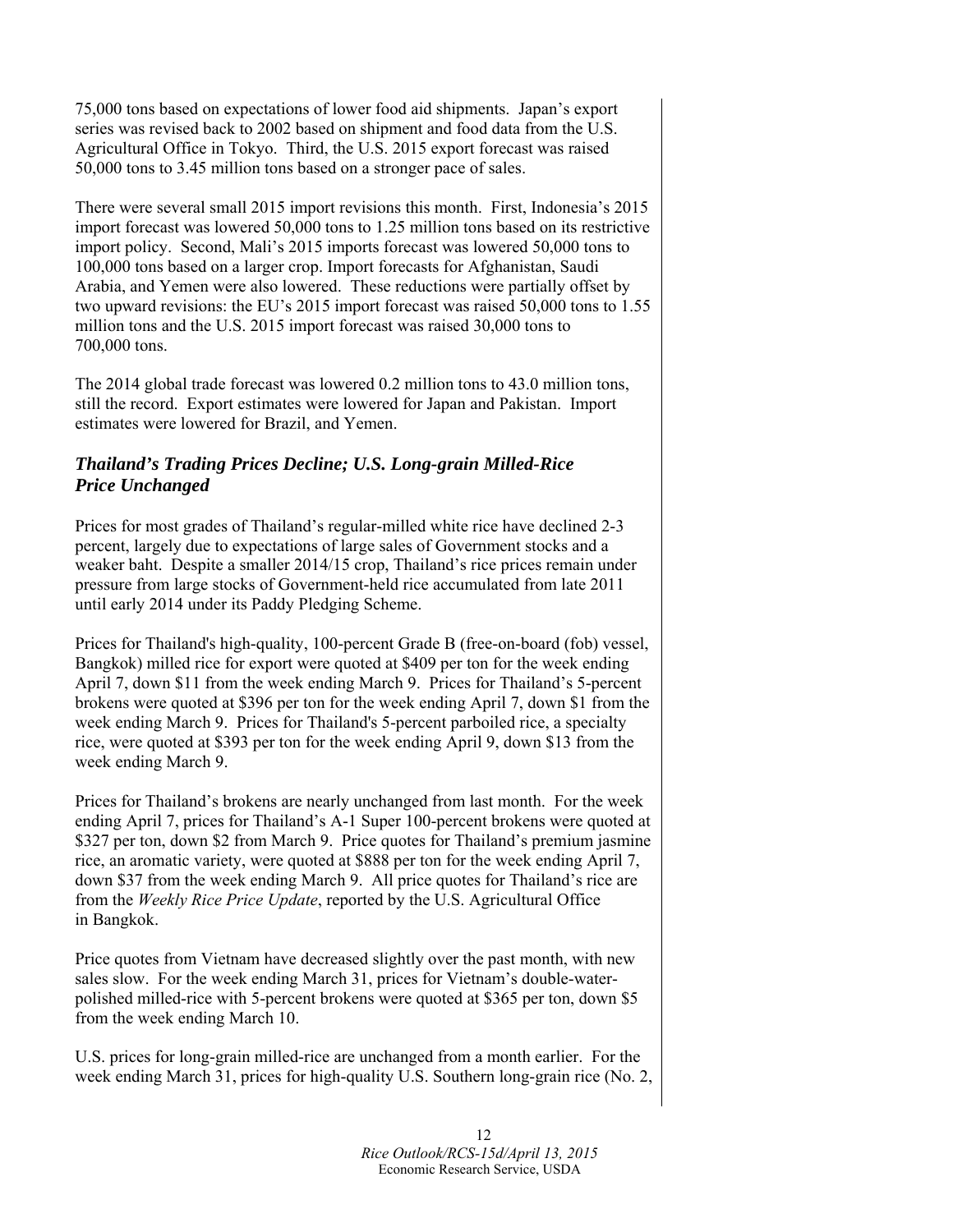75,000 tons based on expectations of lower food aid shipments. Japan's export series was revised back to 2002 based on shipment and food data from the U.S. Agricultural Office in Tokyo. Third, the U.S. 2015 export forecast was raised 50,000 tons to 3.45 million tons based on a stronger pace of sales.

There were several small 2015 import revisions this month. First, Indonesia's 2015 import forecast was lowered 50,000 tons to 1.25 million tons based on its restrictive import policy. Second, Mali's 2015 imports forecast was lowered 50,000 tons to 100,000 tons based on a larger crop. Import forecasts for Afghanistan, Saudi Arabia, and Yemen were also lowered. These reductions were partially offset by two upward revisions: the EU's 2015 import forecast was raised 50,000 tons to 1.55 million tons and the U.S. 2015 import forecast was raised 30,000 tons to 700,000 tons.

The 2014 global trade forecast was lowered 0.2 million tons to 43.0 million tons, still the record. Export estimates were lowered for Japan and Pakistan. Import estimates were lowered for Brazil, and Yemen.

### *Thailand's Trading Prices Decline; U.S. Long-grain Milled-Rice Price Unchanged*

Prices for most grades of Thailand's regular-milled white rice have declined 2-3 percent, largely due to expectations of large sales of Government stocks and a weaker baht. Despite a smaller 2014/15 crop, Thailand's rice prices remain under pressure from large stocks of Government-held rice accumulated from late 2011 until early 2014 under its Paddy Pledging Scheme.

Prices for Thailand's high-quality, 100-percent Grade B (free-on-board (fob) vessel, Bangkok) milled rice for export were quoted at $409 per ton for the week ending April 7, down $11 from the week ending March 9. Prices for Thailand's 5-percent brokens were quoted at $396 per ton for the week ending April 7, down $1 from the week ending March 9. Prices for Thailand's 5-percent parboiled rice, a specialty rice, were quoted at $393 per ton for the week ending April 9, down $13 from the week ending March 9.

Prices for Thailand's brokens are nearly unchanged from last month. For the week ending April 7, prices for Thailand's A-1 Super 100-percent brokens were quoted at $327 per ton, down $2 from March 9. Price quotes for Thailand's premium jasmine rice, an aromatic variety, were quoted at $888 per ton for the week ending April 7, down $37 from the week ending March 9. All price quotes for Thailand's rice are from the *Weekly Rice Price Update*, reported by the U.S. Agricultural Office in Bangkok.

Price quotes from Vietnam have decreased slightly over the past month, with new sales slow. For the week ending March 31, prices for Vietnam's double-water-polished milled-rice with 5-percent brokens were quoted at $365 per ton, down $5 from the week ending March 10.

U.S. prices for long-grain milled-rice are unchanged from a month earlier. For the week ending March 31, prices for high-quality U.S. Southern long-grain rice (No. 2,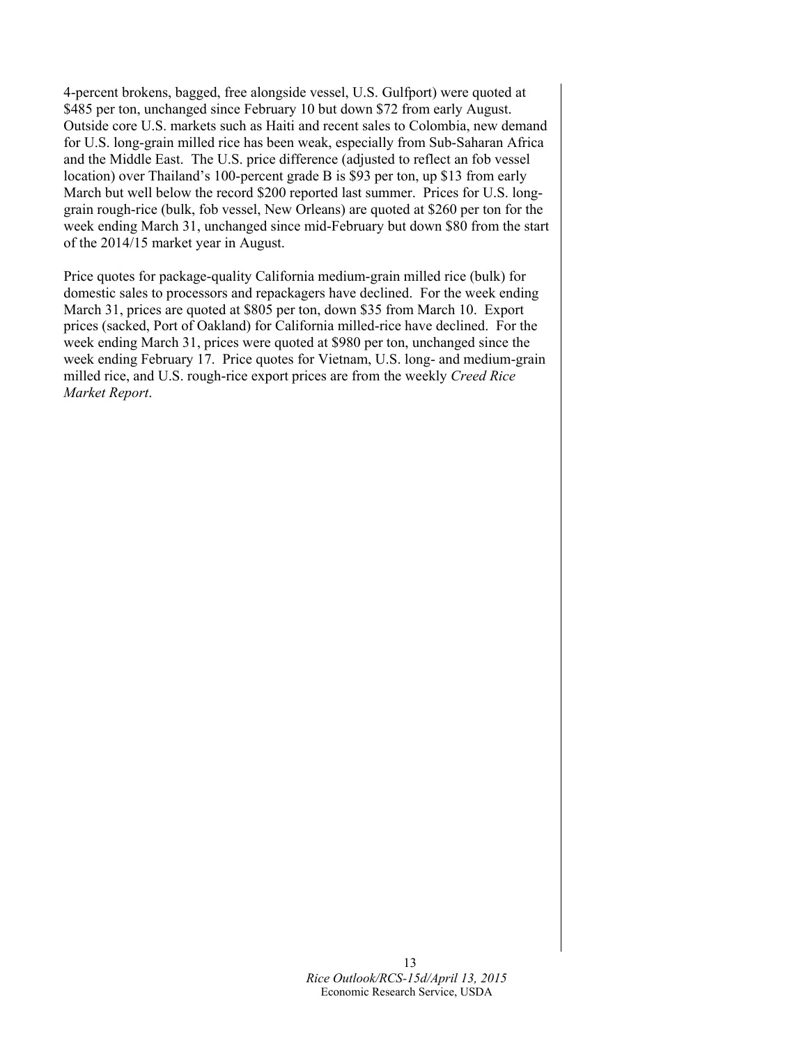4-percent brokens, bagged, free alongside vessel, U.S. Gulfport) were quoted at $485 per ton, unchanged since February 10 but down $72 from early August. Outside core U.S. markets such as Haiti and recent sales to Colombia, new demand for U.S. long-grain milled rice has been weak, especially from Sub-Saharan Africa and the Middle East. The U.S. price difference (adjusted to reflect an fob vessel location) over Thailand's 100-percent grade B is $93 per ton, up $13 from early March but well below the record $200 reported last summer. Prices for U.S. long-grain rough-rice (bulk, fob vessel, New Orleans) are quoted at $260 per ton for the week ending March 31, unchanged since mid-February but down $80 from the start of the 2014/15 market year in August.

Price quotes for package-quality California medium-grain milled rice (bulk) for domestic sales to processors and repackagers have declined. For the week ending March 31, prices are quoted at $805 per ton, down $35 from March 10. Export prices (sacked, Port of Oakland) for California milled-rice have declined. For the week ending March 31, prices were quoted at $980 per ton, unchanged since the week ending February 17. Price quotes for Vietnam, U.S. long- and medium-grain milled rice, and U.S. rough-rice export prices are from the weekly *Creed Rice Market Report*.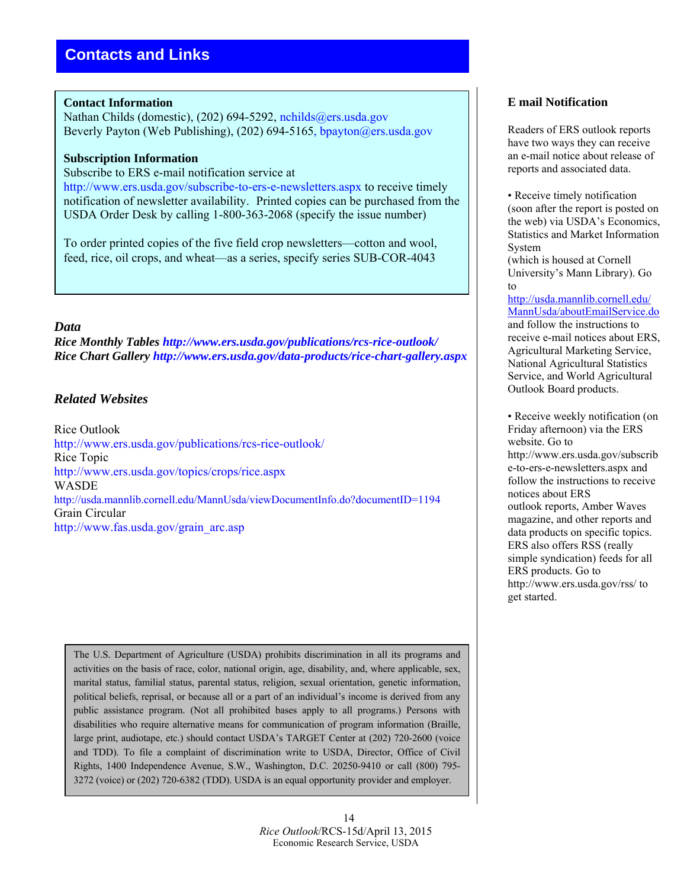## Contacts and Links

**Contact Information**
Nathan Childs (domestic), (202) 694-5292, nchilds@ers.usda.gov
Beverly Payton (Web Publishing), (202) 694-5165, bpayton@ers.usda.gov

**Subscription Information**
Subscribe to ERS e-mail notification service at http://www.ers.usda.gov/subscribe-to-ers-e-newsletters.aspx to receive timely notification of newsletter availability. Printed copies can be purchased from the USDA Order Desk by calling 1-800-363-2068 (specify the issue number)

To order printed copies of the five field crop newsletters—cotton and wool, feed, rice, oil crops, and wheat—as a series, specify series SUB-COR-4043

### *Data*

***Rice Monthly Tables*** ***http://www.ers.usda.gov/publications/rcs-rice-outlook/***
***Rice Chart Gallery*** ***http://www.ers.usda.gov/data-products/rice-chart-gallery.aspx***

### *Related Websites*

Rice Outlook
http://www.ers.usda.gov/publications/rcs-rice-outlook/
Rice Topic
http://www.ers.usda.gov/topics/crops/rice.aspx
WASDE
http://usda.mannlib.cornell.edu/MannUsda/viewDocumentInfo.do?documentID=1194
Grain Circular
http://www.fas.usda.gov/grain_arc.asp

The U.S. Department of Agriculture (USDA) prohibits discrimination in all its programs and activities on the basis of race, color, national origin, age, disability, and, where applicable, sex, marital status, familial status, parental status, religion, sexual orientation, genetic information, political beliefs, reprisal, or because all or a part of an individual's income is derived from any public assistance program. (Not all prohibited bases apply to all programs.) Persons with disabilities who require alternative means for communication of program information (Braille, large print, audiotape, etc.) should contact USDA's TARGET Center at (202) 720-2600 (voice and TDD). To file a complaint of discrimination write to USDA, Director, Office of Civil Rights, 1400 Independence Avenue, S.W., Washington, D.C. 20250-9410 or call (800) 795-3272 (voice) or (202) 720-6382 (TDD). USDA is an equal opportunity provider and employer.

### E mail Notification

Readers of ERS outlook reports have two ways they can receive an e-mail notice about release of reports and associated data.

- Receive timely notification (soon after the report is posted on the web) via USDA's Economics, Statistics and Market Information System (which is housed at Cornell University's Mann Library). Go to http://usda.mannlib.cornell.edu/MannUsda/aboutEmailService.do and follow the instructions to receive e-mail notices about ERS, Agricultural Marketing Service, National Agricultural Statistics Service, and World Agricultural Outlook Board products.

- Receive weekly notification (on Friday afternoon) via the ERS website. Go to http://www.ers.usda.gov/subscribe-to-ers-e-newsletters.aspx and follow the instructions to receive notices about ERS outlook reports, Amber Waves magazine, and other reports and data products on specific topics. ERS also offers RSS (really simple syndication) feeds for all ERS products. Go to http://www.ers.usda.gov/rss/ to get started.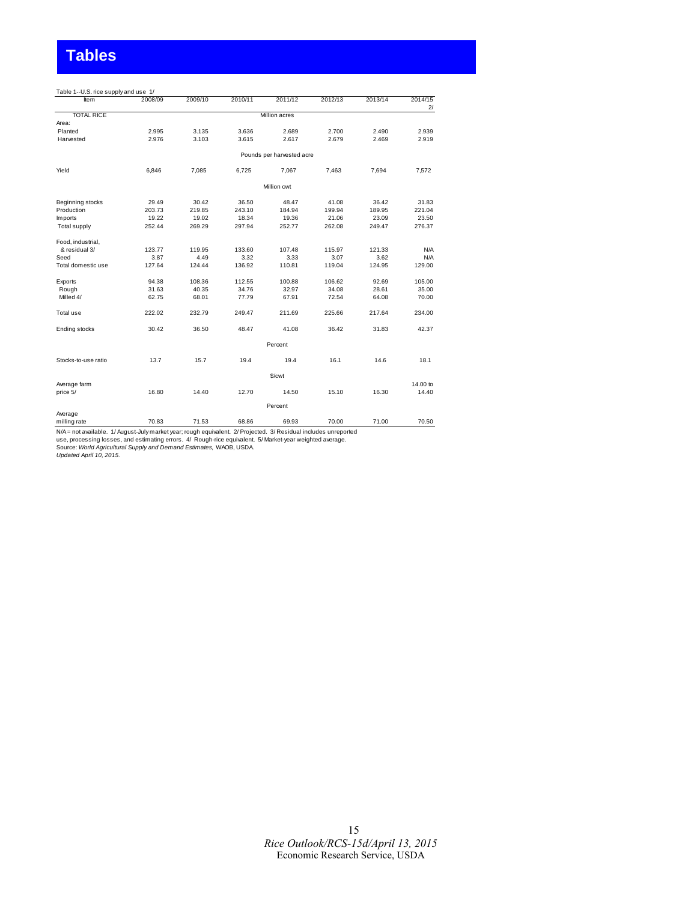# Tables

Table 1--U.S. rice supply and use 1/

| Item | 2008/09 | 2009/10 | 2010/11 | 2011/12 | 2012/13 | 2013/14 | 2014/15 2/ |
|---|---|---|---|---|---|---|---|
| TOTAL RICE | | | | Million acres | | | |
| Area: | | | | | | | |
| Planted | 2.995 | 3.135 | 3.636 | 2.689 | 2.700 | 2.490 | 2.939 |
| Harvested | 2.976 | 3.103 | 3.615 | 2.617 | 2.679 | 2.469 | 2.919 |
| | | | | Pounds per harvested acre | | | |
| Yield | 6,846 | 7,085 | 6,725 | 7,067 | 7,463 | 7,694 | 7,572 |
| | | | | Million cwt | | | |
| Beginning stocks | 29.49 | 30.42 | 36.50 | 48.47 | 41.08 | 36.42 | 31.83 |
| Production | 203.73 | 219.85 | 243.10 | 184.94 | 199.94 | 189.95 | 221.04 |
| Imports | 19.22 | 19.02 | 18.34 | 19.36 | 21.06 | 23.09 | 23.50 |
| Total supply | 252.44 | 269.29 | 297.94 | 252.77 | 262.08 | 249.47 | 276.37 |
| Food, industrial, & residual 3/ | 123.77 | 119.95 | 133.60 | 107.48 | 115.97 | 121.33 | N/A |
| Seed | 3.87 | 4.49 | 3.32 | 3.33 | 3.07 | 3.62 | N/A |
| Total domestic use | 127.64 | 124.44 | 136.92 | 110.81 | 119.04 | 124.95 | 129.00 |
| Exports | 94.38 | 108.36 | 112.55 | 100.88 | 106.62 | 92.69 | 105.00 |
| Rough | 31.63 | 40.35 | 34.76 | 32.97 | 34.08 | 28.61 | 35.00 |
| Milled 4/ | 62.75 | 68.01 | 77.79 | 67.91 | 72.54 | 64.08 | 70.00 |
| Total use | 222.02 | 232.79 | 249.47 | 211.69 | 225.66 | 217.64 | 234.00 |
| Ending stocks | 30.42 | 36.50 | 48.47 | 41.08 | 36.42 | 31.83 | 42.37 |
| | | | | Percent | | | |
| Stocks-to-use ratio | 13.7 | 15.7 | 19.4 | 19.4 | 16.1 | 14.6 | 18.1 |
| | | | | $/cwt | | | |
| Average farm price 5/ | 16.80 | 14.40 | 12.70 | 14.50 | 15.10 | 16.30 | 14.00 to 14.40 |
| | | | | Percent | | | |
| Average milling rate | 70.83 | 71.53 | 68.86 | 69.93 | 70.00 | 71.00 | 70.50 |

N/A = not available. 1/ August-July market year; rough equivalent. 2/ Projected. 3/ Residual includes unreported use, processing losses, and estimating errors. 4/ Rough-rice equivalent. 5/ Market-year weighted average.
Source: *World Agricultural Supply and Demand Estimates,* WAOB, USDA.
*Updated April 10, 2015.*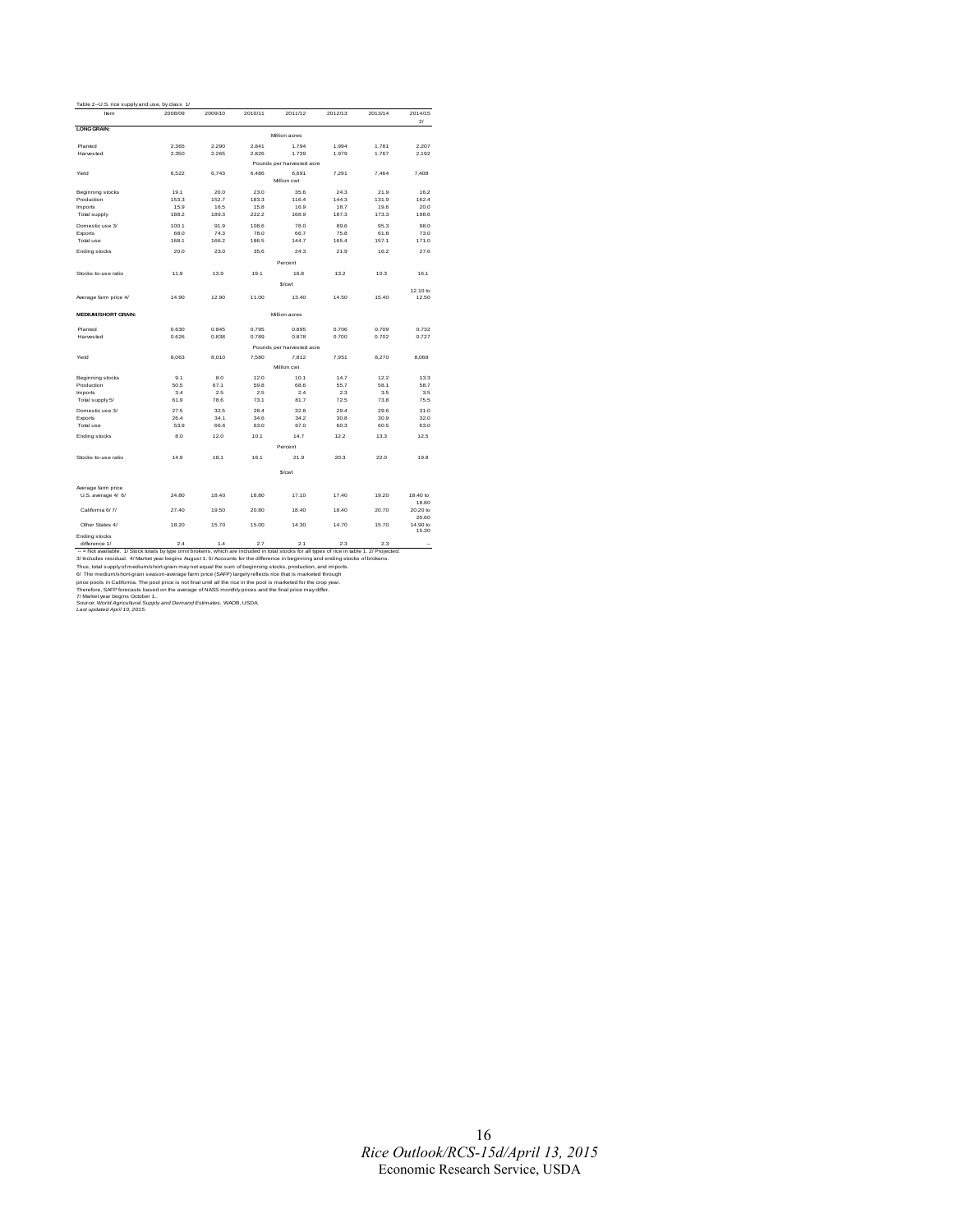Table 2--U.S. rice supply and use, by class 1/

| Item | 2008/09 | 2009/10 | 2010/11 | 2011/12 | 2012/13 | 2013/14 | 2014/15 2/ |
|---|---|---|---|---|---|---|---|
| **LONG GRAIN:** | | | | Million acres | | | |
| Planted | 2.365 | 2.290 | 2.841 | 1.794 | 1.994 | 1.781 | 2.207 |
| Harvested | 2.350 | 2.265 | 2.826 | 1.739 | 1.979 | 1.767 | 2.192 |
| | | | | Pounds per harvested acre | | | |
| Yield | 6,522 | 6,743 | 6,486 | 6,691 | 7,291 | 7,464 | 7,408 |
| | | | | Million cwt | | | |
| Beginning stocks | 19.1 | 20.0 | 23.0 | 35.6 | 24.3 | 21.9 | 16.2 |
| Production | 153.3 | 152.7 | 183.3 | 116.4 | 144.3 | 131.9 | 162.4 |
| Imports | 15.9 | 16.5 | 15.8 | 16.9 | 18.7 | 19.6 | 20.0 |
| Total supply | 188.2 | 189.3 | 222.2 | 168.9 | 187.3 | 173.3 | 198.6 |
| Domestic use 3/ | 100.1 | 91.9 | 108.6 | 78.0 | 89.6 | 95.3 | 98.0 |
| Exports | 68.0 | 74.3 | 78.0 | 66.7 | 75.8 | 61.8 | 73.0 |
| Total use | 168.1 | 166.2 | 186.5 | 144.7 | 165.4 | 157.1 | 171.0 |
| Ending stocks | 20.0 | 23.0 | 35.6 | 24.3 | 21.9 | 16.2 | 27.6 |
| | | | | Percent | | | |
| Stocks-to-use ratio | 11.9 | 13.9 | 19.1 | 16.8 | 13.2 | 10.3 | 16.1 |
| | | | | $/cwt | | | |
| Average farm price 4/ | 14.90 | 12.90 | 11.00 | 13.40 | 14.50 | 15.40 | 12.10 to 12.50 |
| **MEDIUM/SHORT GRAIN:** | | | | Million acres | | | |
| Planted | 0.630 | 0.845 | 0.795 | 0.895 | 0.706 | 0.709 | 0.732 |
| Harvested | 0.626 | 0.838 | 0.789 | 0.878 | 0.700 | 0.702 | 0.727 |
| | | | | Pounds per harvested acre | | | |
| Yield | 8,063 | 8,010 | 7,580 | 7,812 | 7,951 | 8,270 | 8,068 |
| | | | | Million cwt | | | |
| Beginning stocks | 9.1 | 8.0 | 12.0 | 10.1 | 14.7 | 12.2 | 13.3 |
| Production | 50.5 | 67.1 | 59.8 | 68.6 | 55.7 | 58.1 | 58.7 |
| Imports | 3.4 | 2.5 | 2.5 | 2.4 | 2.3 | 3.5 | 3.5 |
| Total supply 5/ | 61.9 | 78.6 | 73.1 | 81.7 | 72.5 | 73.8 | 75.5 |
| Domestic use 3/ | 27.5 | 32.5 | 28.4 | 32.8 | 29.4 | 29.6 | 31.0 |
| Exports | 26.4 | 34.1 | 34.6 | 34.2 | 30.8 | 30.9 | 32.0 |
| Total use | 53.9 | 66.6 | 63.0 | 67.0 | 60.3 | 60.5 | 63.0 |
| Ending stocks | 8.0 | 12.0 | 10.1 | 14.7 | 12.2 | 13.3 | 12.5 |
| | | | | Percent | | | |
| Stocks-to-use ratio | 14.9 | 18.1 | 16.1 | 21.9 | 20.3 | 22.0 | 19.8 |
| | | | | $/cwt | | | |
| Average farm price | | | | | | | |
| U.S. average 4/ 6/ | 24.80 | 18.40 | 18.80 | 17.10 | 17.40 | 19.20 | 18.40 to 18.80 |
| California 6/ 7/ | 27.40 | 19.50 | 20.80 | 18.40 | 18.40 | 20.70 | 20.20 to 20.60 |
| Other States 4/ | 18.20 | 15.70 | 15.00 | 14.30 | 14.70 | 15.70 | 14.90 to 15.30 |
| Ending stocks difference 1/ | 2.4 | 1.4 | 2.7 | 2.1 | 2.3 | 2.3 | -- |

-- = Not available. 1/ Stock totals by type omit brokens, which are included in total stocks for all types of rice in table 1. 2/ Projected.
3/ Includes residual. 4/ Market year begins August 1. 5/ Accounts for the difference in beginning and ending stocks of brokens.
Thus, total supply of medium/short-grain may not equal the sum of beginning stocks, production, and imports.
6/ The medium/short-grain season-average farm price (SAFP) largely reflects rice that is marketed through
price pools in California. The pool price is not final until all the rice in the pool is marketed for the crop year.
Therefore, SAFP forecasts based on the average of NASS monthly prices and the final price may differ.
7/ Market year begins October 1.
Source: *World Agricultural Supply and Demand Estimates,* WAOB, USDA.
*Last updated April 10, 2015.*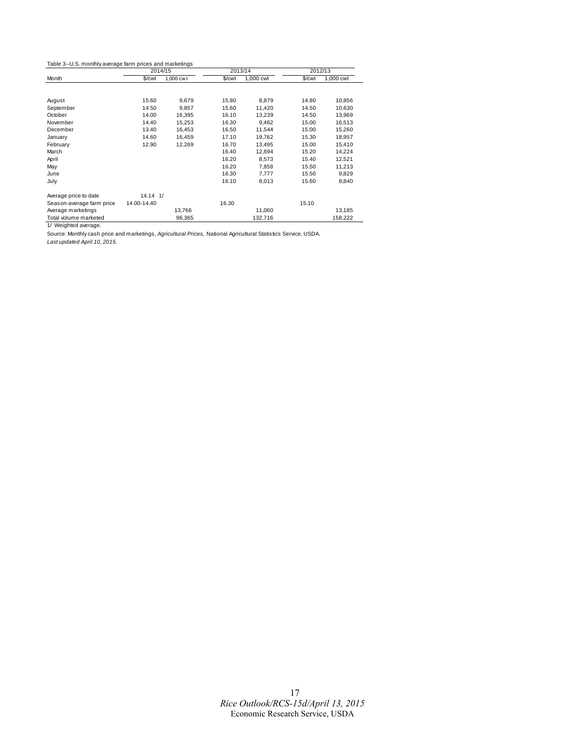Table 3--U.S. monthly average farm prices and marketings

| Month | 2014/15 | | 2013/14 | | 2012/13 | |
|---|---|---|---|---|---|---|
| | $/cwt | 1,000 cwt | $/cwt | 1,000 cwt | $/cwt | 1,000 cwt |
| August | 15.60 | 9,679 | 15.80 | 8,879 | 14.80 | 10,856 |
| September | 14.50 | 9,857 | 15.60 | 11,420 | 14.50 | 10,630 |
| October | 14.00 | 16,395 | 16.10 | 13,239 | 14.50 | 13,969 |
| November | 14.40 | 15,253 | 16.30 | 9,462 | 15.00 | 16,513 |
| December | 13.40 | 16,453 | 16.50 | 11,544 | 15.00 | 15,260 |
| January | 14.60 | 16,459 | 17.10 | 19,762 | 15.30 | 18,957 |
| February | 12.90 | 12,269 | 16.70 | 13,495 | 15.00 | 15,410 |
| March | | | 16.40 | 12,694 | 15.20 | 14,224 |
| April | | | 16.20 | 8,573 | 15.40 | 12,521 |
| May | | | 16.20 | 7,858 | 15.50 | 11,213 |
| June | | | 16.30 | 7,777 | 15.50 | 9,829 |
| July | | | 16.10 | 8,013 | 15.60 | 8,840 |
| Average price to date | 14.14 1/ | | | | | |
| Season-average farm price | 14.00-14.40 | | 16.30 | | 15.10 | |
| Average marketings | | 13,766 | | 11,060 | | 13,185 |
| Total volume marketed | | 96,365 | | 132,716 | | 158,222 |

1/ Weighted average.

Source: Monthly cash price and marketings, *Agricultural Prices,* National Agricultural Statistics Service, USDA.

*Last updated April 10, 2015.*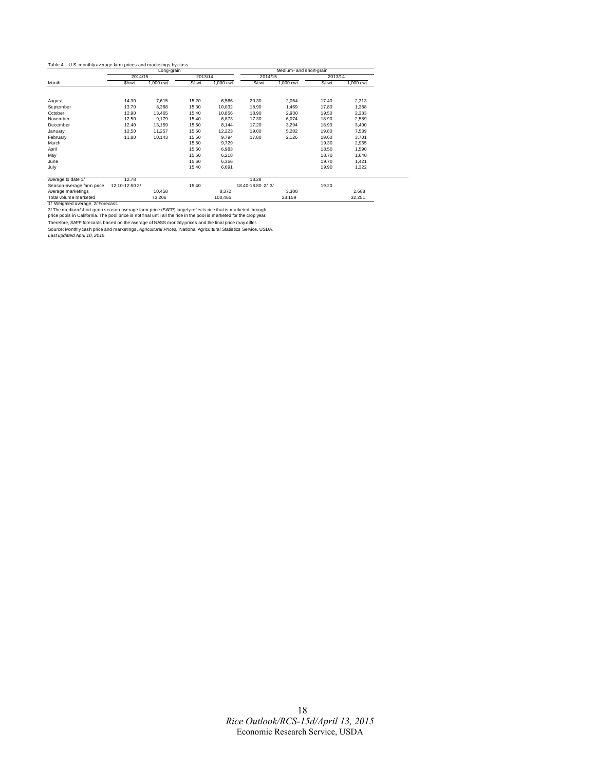Table 4 -- U.S. monthly average farm prices and marketings by class

| | Long-grain | | | | Medium- and short-grain | | | |
|---|---|---|---|---|---|---|---|---|
| | 2014/15 | | 2013/14 | | 2014/15 | | 2013/14 | |
| Month | $/cwt | 1,000 cwt | $/cwt | 1,000 cwt | $/cwt | 1,000 cwt | $/cwt | 1,000 cwt |
| August | 14.30 | 7,615 | 15.20 | 6,566 | 20.30 | 2,064 | 17.40 | 2,313 |
| September | 13.70 | 8,388 | 15.30 | 10,032 | 18.90 | 1,469 | 17.80 | 1,388 |
| October | 12.90 | 13,465 | 15.40 | 10,856 | 18.90 | 2,930 | 19.50 | 2,383 |
| November | 12.50 | 9,179 | 15.40 | 6,873 | 17.30 | 6,074 | 18.90 | 2,589 |
| December | 12.40 | 13,159 | 15.50 | 8,144 | 17.20 | 3,294 | 18.90 | 3,400 |
| January | 12.50 | 11,257 | 15.50 | 12,223 | 19.00 | 5,202 | 19.80 | 7,539 |
| February | 11.80 | 10,143 | 15.50 | 9,794 | 17.80 | 2,126 | 19.60 | 3,701 |
| March | | | 15.50 | 9,729 | | | 19.30 | 2,965 |
| April | | | 15.60 | 6,983 | | | 18.50 | 1,590 |
| May | | | 15.50 | 6,218 | | | 18.70 | 1,640 |
| June | | | 15.60 | 6,356 | | | 19.70 | 1,421 |
| July | | | 15.40 | 6,691 | | | 19.90 | 1,322 |
| Average to date 1/ | 12.78 | | | | 18.28 | | | |
| Season-average farm price | 12.10-12.50 2/ | | 15.40 | | 18.40-18.80 2/ 3/ | | 19.20 | |
| Average marketings | | 10,458 | | 8,372 | | 3,308 | | 2,688 |
| Total volume marketed | | 73,206 | | 100,465 | | 23,159 | | 32,251 |

1/ Weighted average. 2/ Forecast.

3/ The medium/short-grain season-average farm price (SAFP) largely reflects rice that is marketed through price pools in California. The pool price is not final until all the rice in the pool is marketed for the crop year.

Therefore, SAFP forecasts based on the average of NASS monthly prices and the final price may differ.

Source: Monthly cash price and marketings, *Agricultural Prices,* National Agricultural Statistics Service, USDA.

*Last updated April 10, 2015.*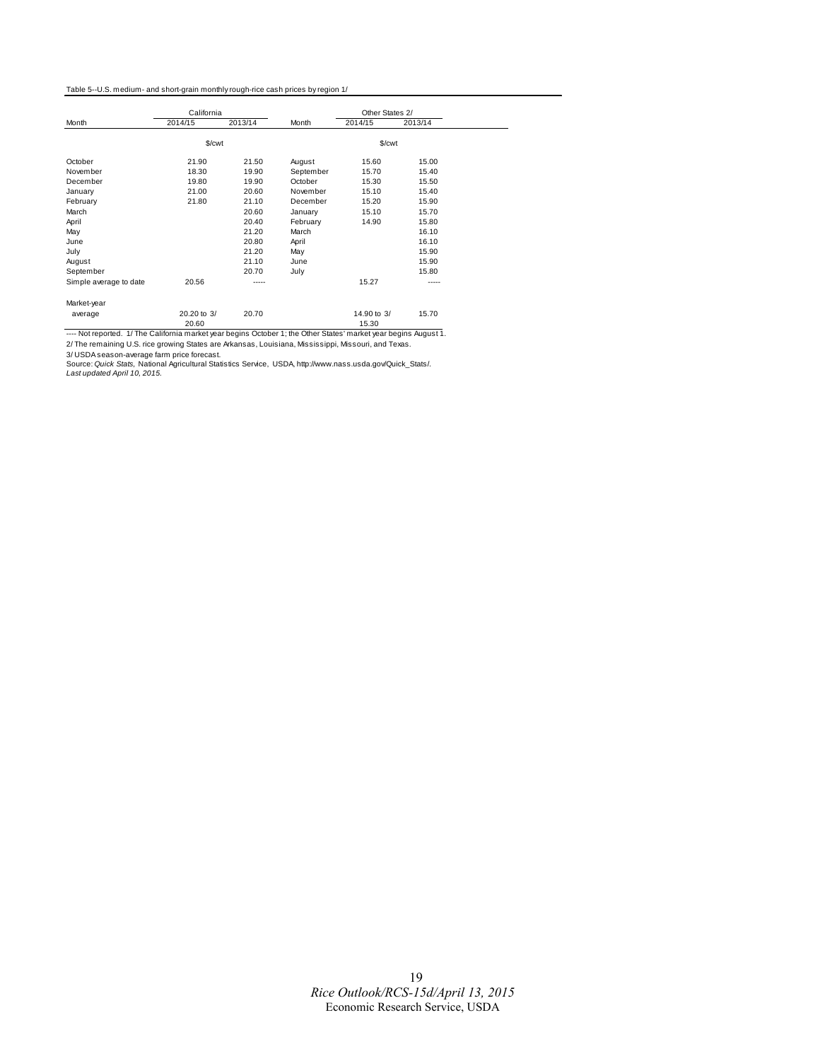Table 5--U.S. medium- and short-grain monthly rough-rice cash prices by region 1/

| Month | California | | Month | Other States 2/ | |
|---|---|---|---|---|---|
| | 2014/15 | 2013/14 | | 2014/15 | 2013/14 |
| | $/cwt | | | $/cwt | |
| October | 21.90 | 21.50 | August | 15.60 | 15.00 |
| November | 18.30 | 19.90 | September | 15.70 | 15.40 |
| December | 19.80 | 19.90 | October | 15.30 | 15.50 |
| January | 21.00 | 20.60 | November | 15.10 | 15.40 |
| February | 21.80 | 21.10 | December | 15.20 | 15.90 |
| March | | 20.60 | January | 15.10 | 15.70 |
| April | | 20.40 | February | 14.90 | 15.80 |
| May | | 21.20 | March | | 16.10 |
| June | | 20.80 | April | | 16.10 |
| July | | 21.20 | May | | 15.90 |
| August | | 21.10 | June | | 15.90 |
| September | | 20.70 | July | | 15.80 |
| Simple average to date | 20.56 | ----- | | 15.27 | ----- |
| Market-year average | 20.20 to 3/ 20.60 | 20.70 | | 14.90 to 3/ 15.30 | 15.70 |

---- Not reported. 1/ The California market year begins October 1; the Other States' market year begins August 1.

2/ The remaining U.S. rice growing States are Arkansas, Louisiana, Mississippi, Missouri, and Texas.

3/ USDA season-average farm price forecast.

Source: *Quick Stats,* National Agricultural Statistics Service, USDA, http://www.nass.usda.gov/Quick_Stats/.

*Last updated April 10, 2015.*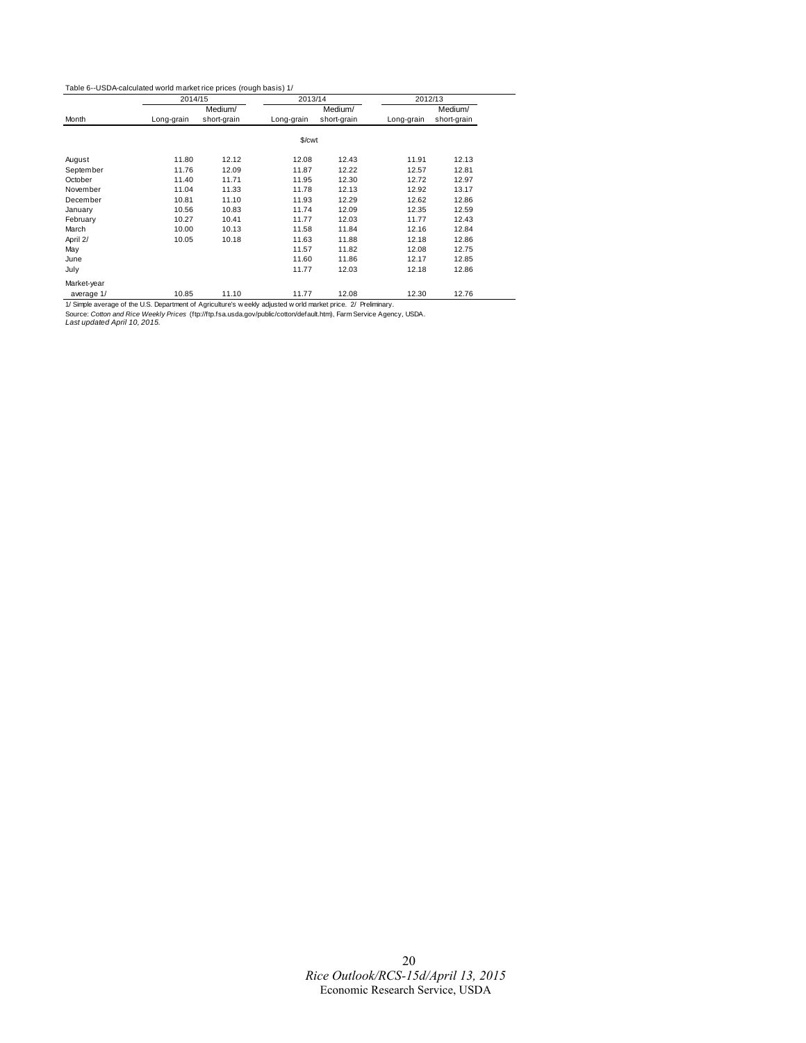Table 6--USDA-calculated world market rice prices (rough basis) 1/

| Month | 2014/15 | | 2013/14 | | 2012/13 | |
|---|---|---|---|---|---|---|
| | Long-grain | Medium/ short-grain | Long-grain | Medium/ short-grain | Long-grain | Medium/ short-grain |
| | | | $/cwt | | | |
| August | 11.80 | 12.12 | 12.08 | 12.43 | 11.91 | 12.13 |
| September | 11.76 | 12.09 | 11.87 | 12.22 | 12.57 | 12.81 |
| October | 11.40 | 11.71 | 11.95 | 12.30 | 12.72 | 12.97 |
| November | 11.04 | 11.33 | 11.78 | 12.13 | 12.92 | 13.17 |
| December | 10.81 | 11.10 | 11.93 | 12.29 | 12.62 | 12.86 |
| January | 10.56 | 10.83 | 11.74 | 12.09 | 12.35 | 12.59 |
| February | 10.27 | 10.41 | 11.77 | 12.03 | 11.77 | 12.43 |
| March | 10.00 | 10.13 | 11.58 | 11.84 | 12.16 | 12.84 |
| April 2/ | 10.05 | 10.18 | 11.63 | 11.88 | 12.18 | 12.86 |
| May | | | 11.57 | 11.82 | 12.08 | 12.75 |
| June | | | 11.60 | 11.86 | 12.17 | 12.85 |
| July | | | 11.77 | 12.03 | 12.18 | 12.86 |
| Market-year average 1/ | 10.85 | 11.10 | 11.77 | 12.08 | 12.30 | 12.76 |

1/ Simple average of the U.S. Department of Agriculture's weekly adjusted world market price. 2/ Preliminary.

Source: *Cotton and Rice Weekly Prices* (ftp://ftp.fsa.usda.gov/public/cotton/default.htm), Farm Service Agency, USDA.

*Last updated April 10, 2015.*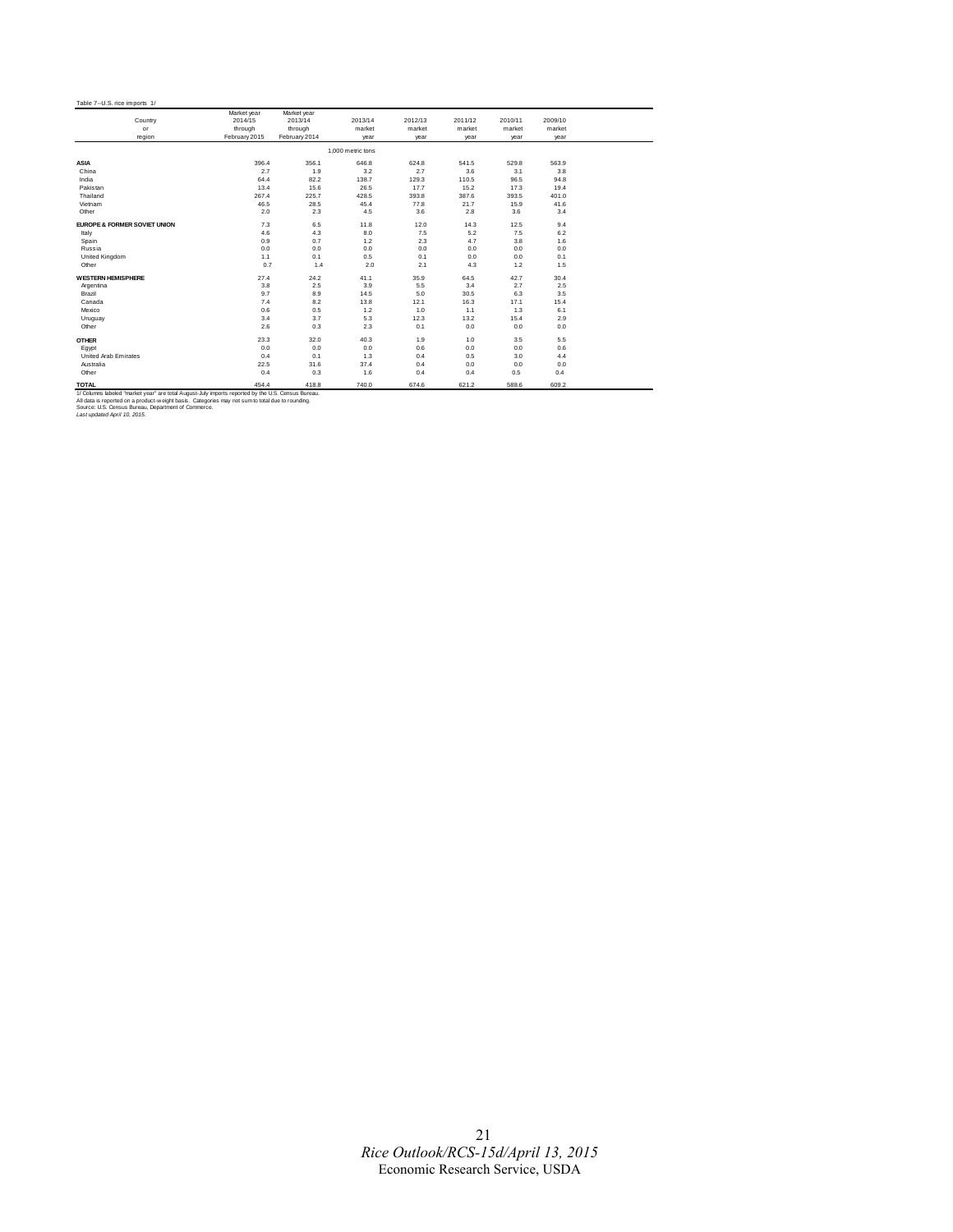Table 7--U.S. rice imports 1/

| Country or region | Market year 2014/15 through February 2015 | Market year 2013/14 through February 2014 | 2013/14 market year | 2012/13 market year | 2011/12 market year | 2010/11 market year | 2009/10 market year |
|---|---|---|---|---|---|---|---|
| | | | 1,000 metric tons | | | | |
| **ASIA** | 396.4 | 356.1 | 646.8 | 624.8 | 541.5 | 529.8 | 563.9 |
| China | 2.7 | 1.9 | 3.2 | 2.7 | 3.6 | 3.1 | 3.8 |
| India | 64.4 | 82.2 | 138.7 | 129.3 | 110.5 | 96.5 | 94.8 |
| Pakistan | 13.4 | 15.6 | 26.5 | 17.7 | 15.2 | 17.3 | 19.4 |
| Thailand | 267.4 | 225.7 | 428.5 | 393.8 | 387.6 | 393.5 | 401.0 |
| Vietnam | 46.5 | 28.5 | 45.4 | 77.8 | 21.7 | 15.9 | 41.6 |
| Other | 2.0 | 2.3 | 4.5 | 3.6 | 2.8 | 3.6 | 3.4 |
| **EUROPE & FORMER SOVIET UNION** | 7.3 | 6.5 | 11.8 | 12.0 | 14.3 | 12.5 | 9.4 |
| Italy | 4.6 | 4.3 | 8.0 | 7.5 | 5.2 | 7.5 | 6.2 |
| Spain | 0.9 | 0.7 | 1.2 | 2.3 | 4.7 | 3.8 | 1.6 |
| Russia | 0.0 | 0.0 | 0.0 | 0.0 | 0.0 | 0.0 | 0.0 |
| United Kingdom | 1.1 | 0.1 | 0.5 | 0.1 | 0.0 | 0.0 | 0.1 |
| Other | 0.7 | 1.4 | 2.0 | 2.1 | 4.3 | 1.2 | 1.5 |
| **WESTERN HEMISPHERE** | 27.4 | 24.2 | 41.1 | 35.9 | 64.5 | 42.7 | 30.4 |
| Argentina | 3.8 | 2.5 | 3.9 | 5.5 | 3.4 | 2.7 | 2.5 |
| Brazil | 9.7 | 8.9 | 14.5 | 5.0 | 30.5 | 6.3 | 3.5 |
| Canada | 7.4 | 8.2 | 13.8 | 12.1 | 16.3 | 17.1 | 15.4 |
| Mexico | 0.6 | 0.5 | 1.2 | 1.0 | 1.1 | 1.3 | 6.1 |
| Uruguay | 3.4 | 3.7 | 5.3 | 12.3 | 13.2 | 15.4 | 2.9 |
| Other | 2.6 | 0.3 | 2.3 | 0.1 | 0.0 | 0.0 | 0.0 |
| **OTHER** | 23.3 | 32.0 | 40.3 | 1.9 | 1.0 | 3.5 | 5.5 |
| Egypt | 0.0 | 0.0 | 0.0 | 0.6 | 0.0 | 0.0 | 0.6 |
| United Arab Emirates | 0.4 | 0.1 | 1.3 | 0.4 | 0.5 | 3.0 | 4.4 |
| Australia | 22.5 | 31.6 | 37.4 | 0.4 | 0.0 | 0.0 | 0.0 |
| Other | 0.4 | 0.3 | 1.6 | 0.4 | 0.4 | 0.5 | 0.4 |
| **TOTAL** | 454.4 | 418.8 | 740.0 | 674.6 | 621.2 | 588.6 | 609.2 |

1/ Columns labeled "market year" are total August-July imports reported by the U.S. Census Bureau.
All data is reported on a product-weight basis. Categories may not sum to total due to rounding.
Source: U.S. Census Bureau, Department of Commerce.
*Last updated April 10, 2015.*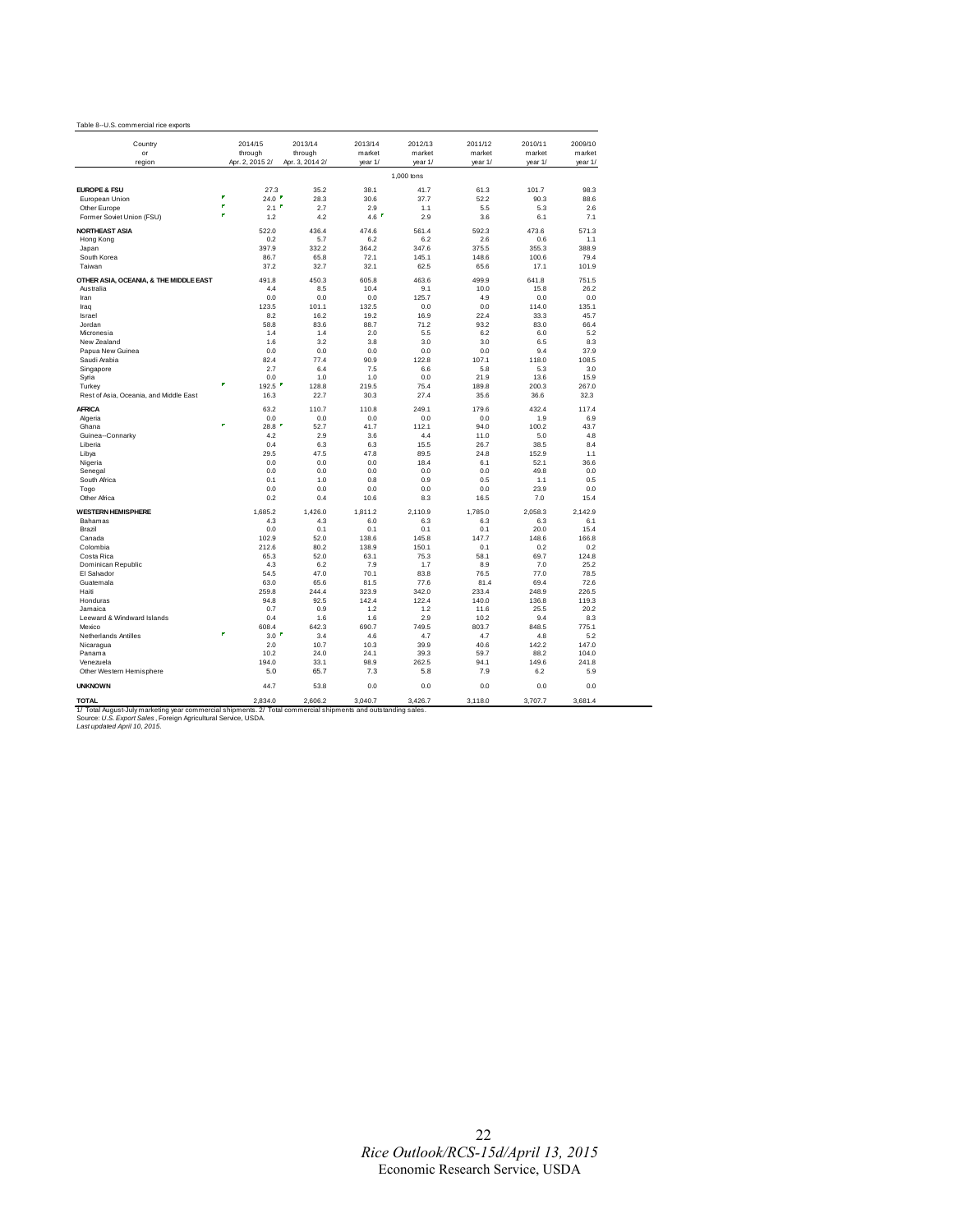Table 8--U.S. commercial rice exports

| Country or region | 2014/15 through Apr. 2, 2015 2/ | 2013/14 through Apr. 3, 2014 2/ | 2013/14 market year 1/ | 2012/13 market year 1/ | 2011/12 market year 1/ | 2010/11 market year 1/ | 2009/10 market year 1/ |
|---|---|---|---|---|---|---|---|
| | | | | 1,000 tons | | | |
| **EUROPE & FSU** | 27.3 | 35.2 | 38.1 | 41.7 | 61.3 | 101.7 | 98.3 |
| European Union | 24.0 | 28.3 | 30.6 | 37.7 | 52.2 | 90.3 | 88.6 |
| Other Europe | 2.1 | 2.7 | 2.9 | 1.1 | 5.5 | 5.3 | 2.6 |
| Former Soviet Union (FSU) | 1.2 | 4.2 | 4.6 | 2.9 | 3.6 | 6.1 | 7.1 |
| **NORTHEAST ASIA** | 522.0 | 436.4 | 474.6 | 561.4 | 592.3 | 473.6 | 571.3 |
| Hong Kong | 0.2 | 5.7 | 6.2 | 6.2 | 2.6 | 0.6 | 1.1 |
| Japan | 397.9 | 332.2 | 364.2 | 347.6 | 375.5 | 355.3 | 388.9 |
| South Korea | 86.7 | 65.8 | 72.1 | 145.1 | 148.6 | 100.6 | 79.4 |
| Taiwan | 37.2 | 32.7 | 32.1 | 62.5 | 65.6 | 17.1 | 101.9 |
| **OTHER ASIA, OCEANIA, & THE MIDDLE EAST** | 491.8 | 450.3 | 605.8 | 463.6 | 499.9 | 641.8 | 751.5 |
| Australia | 4.4 | 8.5 | 10.4 | 9.1 | 10.0 | 15.8 | 26.2 |
| Iran | 0.0 | 0.0 | 0.0 | 125.7 | 4.9 | 0.0 | 0.0 |
| Iraq | 123.5 | 101.1 | 132.5 | 0.0 | 0.0 | 114.0 | 135.1 |
| Israel | 8.2 | 16.2 | 19.2 | 16.9 | 22.4 | 33.3 | 45.7 |
| Jordan | 58.8 | 83.6 | 88.7 | 71.2 | 93.2 | 83.0 | 66.4 |
| Micronesia | 1.4 | 1.4 | 2.0 | 5.5 | 6.2 | 6.0 | 5.2 |
| New Zealand | 1.6 | 3.2 | 3.8 | 3.0 | 3.0 | 6.5 | 8.3 |
| Papua New Guinea | 0.0 | 0.0 | 0.0 | 0.0 | 0.0 | 9.4 | 37.9 |
| Saudi Arabia | 82.4 | 77.4 | 90.9 | 122.8 | 107.1 | 118.0 | 108.5 |
| Singapore | 2.7 | 6.4 | 7.5 | 6.6 | 5.8 | 5.3 | 3.0 |
| Syria | 0.0 | 1.0 | 1.0 | 0.0 | 21.9 | 13.6 | 15.9 |
| Turkey | 192.5 | 128.8 | 219.5 | 75.4 | 189.8 | 200.3 | 267.0 |
| Rest of Asia, Oceania, and Middle East | 16.3 | 22.7 | 30.3 | 27.4 | 35.6 | 36.6 | 32.3 |
| **AFRICA** | 63.2 | 110.7 | 110.8 | 249.1 | 179.6 | 432.4 | 117.4 |
| Algeria | 0.0 | 0.0 | 0.0 | 0.0 | 0.0 | 1.9 | 6.9 |
| Ghana | 28.8 | 52.7 | 41.7 | 112.1 | 94.0 | 100.2 | 43.7 |
| Guinea--Connarky | 4.2 | 2.9 | 3.6 | 4.4 | 11.0 | 5.0 | 4.8 |
| Liberia | 0.4 | 6.3 | 6.3 | 15.5 | 26.7 | 38.5 | 8.4 |
| Libya | 29.5 | 47.5 | 47.8 | 89.5 | 24.8 | 152.9 | 1.1 |
| Nigeria | 0.0 | 0.0 | 0.0 | 18.4 | 6.1 | 52.1 | 36.6 |
| Senegal | 0.0 | 0.0 | 0.0 | 0.0 | 0.0 | 49.8 | 0.0 |
| South Africa | 0.1 | 1.0 | 0.8 | 0.9 | 0.5 | 1.1 | 0.5 |
| Togo | 0.0 | 0.0 | 0.0 | 0.0 | 0.0 | 23.9 | 0.0 |
| Other Africa | 0.2 | 0.4 | 10.6 | 8.3 | 16.5 | 7.0 | 15.4 |
| **WESTERN HEMISPHERE** | 1,685.2 | 1,426.0 | 1,811.2 | 2,110.9 | 1,785.0 | 2,058.3 | 2,142.9 |
| Bahamas | 4.3 | 4.3 | 6.0 | 6.3 | 6.3 | 6.3 | 6.1 |
| Brazil | 0.0 | 0.1 | 0.1 | 0.1 | 0.1 | 20.0 | 15.4 |
| Canada | 102.9 | 52.0 | 138.6 | 145.8 | 147.7 | 148.6 | 166.8 |
| Colombia | 212.6 | 80.2 | 138.9 | 150.1 | 0.1 | 0.2 | 0.2 |
| Costa Rica | 65.3 | 52.0 | 63.1 | 75.3 | 58.1 | 69.7 | 124.8 |
| Dominican Republic | 4.3 | 6.2 | 7.9 | 1.7 | 8.9 | 7.0 | 25.2 |
| El Salvador | 54.5 | 47.0 | 70.1 | 83.8 | 76.5 | 77.0 | 78.5 |
| Guatemala | 63.0 | 65.6 | 81.5 | 77.6 | 81.4 | 69.4 | 72.6 |
| Haiti | 259.8 | 244.4 | 323.9 | 342.0 | 233.4 | 248.9 | 226.5 |
| Honduras | 94.8 | 92.5 | 142.4 | 122.4 | 140.0 | 136.8 | 119.3 |
| Jamaica | 0.7 | 0.9 | 1.2 | 1.2 | 11.6 | 25.5 | 20.2 |
| Leeward & Windward Islands | 0.4 | 1.6 | 1.6 | 2.9 | 10.2 | 9.4 | 8.3 |
| Mexico | 608.4 | 642.3 | 690.7 | 749.5 | 803.7 | 848.5 | 775.1 |
| Netherlands Antilles | 3.0 | 3.4 | 4.6 | 4.7 | 4.7 | 4.8 | 5.2 |
| Nicaragua | 2.0 | 10.7 | 10.3 | 39.9 | 40.6 | 142.2 | 147.0 |
| Panama | 10.2 | 24.0 | 24.1 | 39.3 | 59.7 | 88.2 | 104.0 |
| Venezuela | 194.0 | 33.1 | 98.9 | 262.5 | 94.1 | 149.6 | 241.8 |
| Other Western Hemisphere | 5.0 | 65.7 | 7.3 | 5.8 | 7.9 | 6.2 | 5.9 |
| **UNKNOWN** | 44.7 | 53.8 | 0.0 | 0.0 | 0.0 | 0.0 | 0.0 |
| **TOTAL** | 2,834.0 | 2,606.2 | 3,040.7 | 3,426.7 | 3,118.0 | 3,707.7 | 3,681.4 |

1/ Total August-July marketing year commercial shipments. 2/ Total commercial shipments and outstanding sales.
Source: *U.S. Export Sales*, Foreign Agricultural Service, USDA.
*Last updated April 10, 2015.*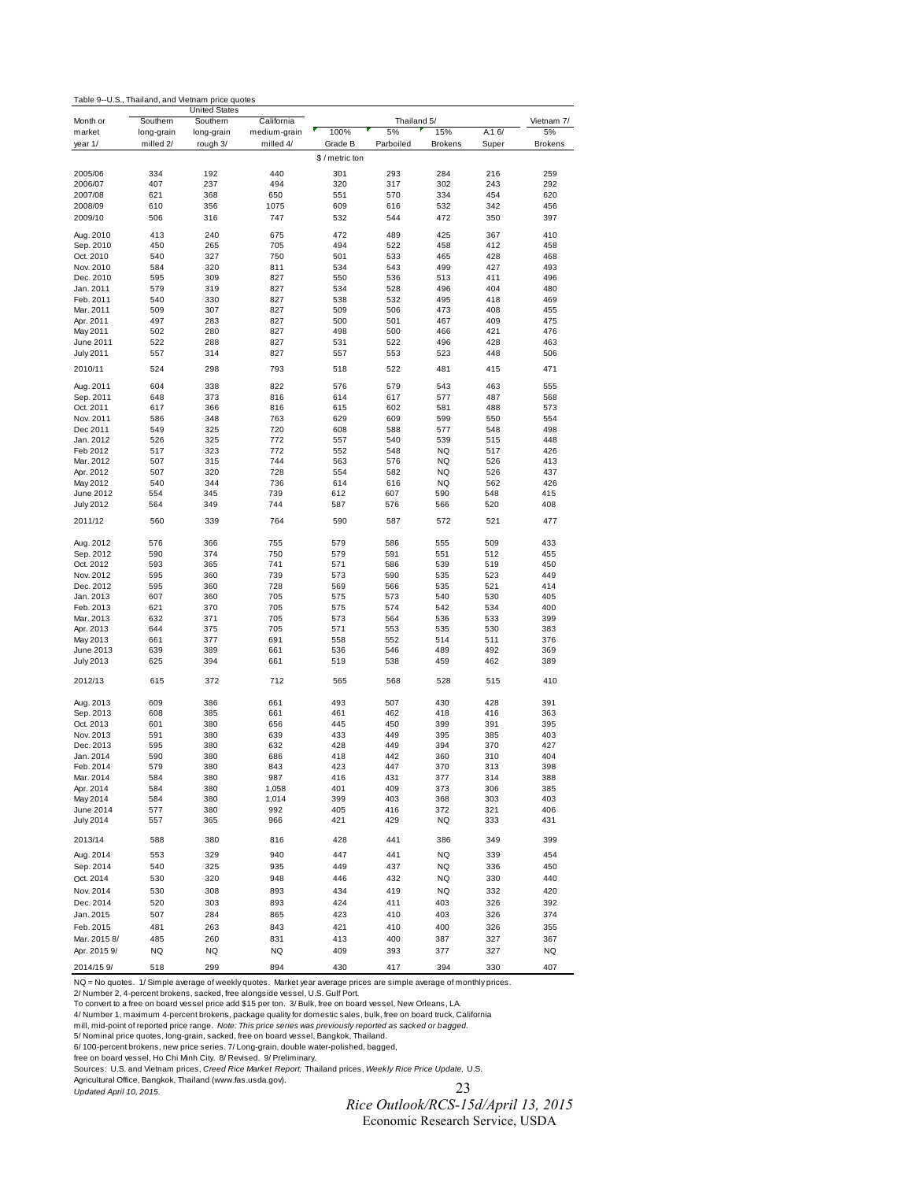Table 9--U.S., Thailand, and Vietnam price quotes

| Month or market year 1/ | United States: Southern long-grain milled 2/ | United States: Southern long-grain rough 3/ | United States: California medium-grain milled 4/ | Thailand 5/: 100% Grade B | Thailand 5/: 5% Parboiled | Thailand 5/: 15% Brokens | Thailand 5/: A.1 6/ Super | Vietnam 7/: 5% Brokens |
|---|---|---|---|---|---|---|---|---|
| | | | | $ / metric ton | | | | |
| 2005/06 | 334 | 192 | 440 | 301 | 293 | 284 | 216 | 259 |
| 2006/07 | 407 | 237 | 494 | 320 | 317 | 302 | 243 | 292 |
| 2007/08 | 621 | 368 | 650 | 551 | 570 | 334 | 454 | 620 |
| 2008/09 | 610 | 356 | 1075 | 609 | 616 | 532 | 342 | 456 |
| 2009/10 | 506 | 316 | 747 | 532 | 544 | 472 | 350 | 397 |
| Aug. 2010 | 413 | 240 | 675 | 472 | 489 | 425 | 367 | 410 |
| Sep. 2010 | 450 | 265 | 705 | 494 | 522 | 458 | 412 | 458 |
| Oct. 2010 | 540 | 327 | 750 | 501 | 533 | 465 | 428 | 468 |
| Nov. 2010 | 584 | 320 | 811 | 534 | 543 | 499 | 427 | 493 |
| Dec. 2010 | 595 | 309 | 827 | 550 | 536 | 513 | 411 | 496 |
| Jan. 2011 | 579 | 319 | 827 | 534 | 528 | 496 | 404 | 480 |
| Feb. 2011 | 540 | 330 | 827 | 538 | 532 | 495 | 418 | 469 |
| Mar. 2011 | 509 | 307 | 827 | 509 | 506 | 473 | 408 | 455 |
| Apr. 2011 | 497 | 283 | 827 | 500 | 501 | 467 | 409 | 475 |
| May 2011 | 502 | 280 | 827 | 498 | 500 | 466 | 421 | 476 |
| June 2011 | 522 | 288 | 827 | 531 | 522 | 496 | 428 | 463 |
| July 2011 | 557 | 314 | 827 | 557 | 553 | 523 | 448 | 506 |
| 2010/11 | 524 | 298 | 793 | 518 | 522 | 481 | 415 | 471 |
| Aug. 2011 | 604 | 338 | 822 | 576 | 579 | 543 | 463 | 555 |
| Sep. 2011 | 648 | 373 | 816 | 614 | 617 | 577 | 487 | 568 |
| Oct. 2011 | 617 | 366 | 816 | 615 | 602 | 581 | 488 | 573 |
| Nov. 2011 | 586 | 348 | 763 | 629 | 609 | 599 | 550 | 554 |
| Dec 2011 | 549 | 325 | 720 | 608 | 588 | 577 | 548 | 498 |
| Jan. 2012 | 526 | 325 | 772 | 557 | 540 | 539 | 515 | 448 |
| Feb 2012 | 517 | 323 | 772 | 552 | 548 | NQ | 517 | 426 |
| Mar. 2012 | 507 | 315 | 744 | 563 | 576 | NQ | 526 | 413 |
| Apr. 2012 | 507 | 320 | 728 | 554 | 582 | NQ | 526 | 437 |
| May 2012 | 540 | 344 | 736 | 614 | 616 | NQ | 562 | 426 |
| June 2012 | 554 | 345 | 739 | 612 | 607 | 590 | 548 | 415 |
| July 2012 | 564 | 349 | 744 | 587 | 576 | 566 | 520 | 408 |
| 2011/12 | 560 | 339 | 764 | 590 | 587 | 572 | 521 | 477 |
| Aug. 2012 | 576 | 366 | 755 | 579 | 586 | 555 | 509 | 433 |
| Sep. 2012 | 590 | 374 | 750 | 579 | 591 | 551 | 512 | 455 |
| Oct. 2012 | 593 | 365 | 741 | 571 | 586 | 539 | 519 | 450 |
| Nov. 2012 | 595 | 360 | 739 | 573 | 590 | 535 | 523 | 449 |
| Dec. 2012 | 595 | 360 | 728 | 569 | 566 | 535 | 521 | 414 |
| Jan. 2013 | 607 | 360 | 705 | 575 | 573 | 540 | 530 | 405 |
| Feb. 2013 | 621 | 370 | 705 | 575 | 574 | 542 | 534 | 400 |
| Mar. 2013 | 632 | 371 | 705 | 573 | 564 | 536 | 533 | 399 |
| Apr. 2013 | 644 | 375 | 705 | 571 | 553 | 535 | 530 | 383 |
| May 2013 | 661 | 377 | 691 | 558 | 552 | 514 | 511 | 376 |
| June 2013 | 639 | 389 | 661 | 536 | 546 | 489 | 492 | 369 |
| July 2013 | 625 | 394 | 661 | 519 | 538 | 459 | 462 | 389 |
| 2012/13 | 615 | 372 | 712 | 565 | 568 | 528 | 515 | 410 |
| Aug. 2013 | 609 | 386 | 661 | 493 | 507 | 430 | 428 | 391 |
| Sep. 2013 | 608 | 385 | 661 | 461 | 462 | 418 | 416 | 363 |
| Oct. 2013 | 601 | 380 | 656 | 445 | 450 | 399 | 391 | 395 |
| Nov. 2013 | 591 | 380 | 639 | 433 | 449 | 395 | 385 | 403 |
| Dec. 2013 | 595 | 380 | 632 | 428 | 449 | 394 | 370 | 427 |
| Jan. 2014 | 590 | 380 | 686 | 418 | 442 | 360 | 310 | 404 |
| Feb. 2014 | 579 | 380 | 843 | 423 | 447 | 370 | 313 | 398 |
| Mar. 2014 | 584 | 380 | 987 | 416 | 431 | 377 | 314 | 388 |
| Apr. 2014 | 584 | 380 | 1,058 | 401 | 409 | 373 | 306 | 385 |
| May 2014 | 584 | 380 | 1,014 | 399 | 403 | 368 | 303 | 403 |
| June 2014 | 577 | 380 | 992 | 405 | 416 | 372 | 321 | 406 |
| July 2014 | 557 | 365 | 966 | 421 | 429 | NQ | 333 | 431 |
| 2013/14 | 588 | 380 | 816 | 428 | 441 | 386 | 349 | 399 |
| Aug. 2014 | 553 | 329 | 940 | 447 | 441 | NQ | 339 | 454 |
| Sep. 2014 | 540 | 325 | 935 | 449 | 437 | NQ | 336 | 450 |
| Oct. 2014 | 530 | 320 | 948 | 446 | 432 | NQ | 330 | 440 |
| Nov. 2014 | 530 | 308 | 893 | 434 | 419 | NQ | 332 | 420 |
| Dec. 2014 | 520 | 303 | 893 | 424 | 411 | 403 | 326 | 392 |
| Jan. 2015 | 507 | 284 | 865 | 423 | 410 | 403 | 326 | 374 |
| Feb. 2015 | 481 | 263 | 843 | 421 | 410 | 400 | 326 | 355 |
| Mar. 2015 8/ | 485 | 260 | 831 | 413 | 400 | 387 | 327 | 367 |
| Apr. 2015 9/ | NQ | NQ | NQ | 409 | 393 | 377 | 327 | NQ |
| 2014/15 9/ | 518 | 299 | 894 | 430 | 417 | 394 | 330 | 407 |

NQ = No quotes. 1/ Simple average of weekly quotes. Market year average prices are simple average of monthly prices.
2/ Number 2, 4-percent brokens, sacked, free alongside vessel, U.S. Gulf Port.
To convert to a free on board vessel price add $15 per ton. 3/ Bulk, free on board vessel, New Orleans, LA.
4/ Number 1, maximum 4-percent brokens, package quality for domestic sales, bulk, free on board truck, California
mill, mid-point of reported price range. *Note: This price series was previously reported as sacked or bagged.*
5/ Nominal price quotes, long-grain, sacked, free on board vessel, Bangkok, Thailand.
6/ 100-percent brokens, new price series. 7/ Long-grain, double water-polished, bagged,
free on board vessel, Ho Chi Minh City. 8/ Revised. 9/ Preliminary.
Sources: U.S. and Vietnam prices, *Creed Rice Market Report;* Thailand prices, *Weekly Rice Price Update,* U.S.
Agricultural Office, Bangkok, Thailand (www.fas.usda.gov).
*Updated April 10, 2015.*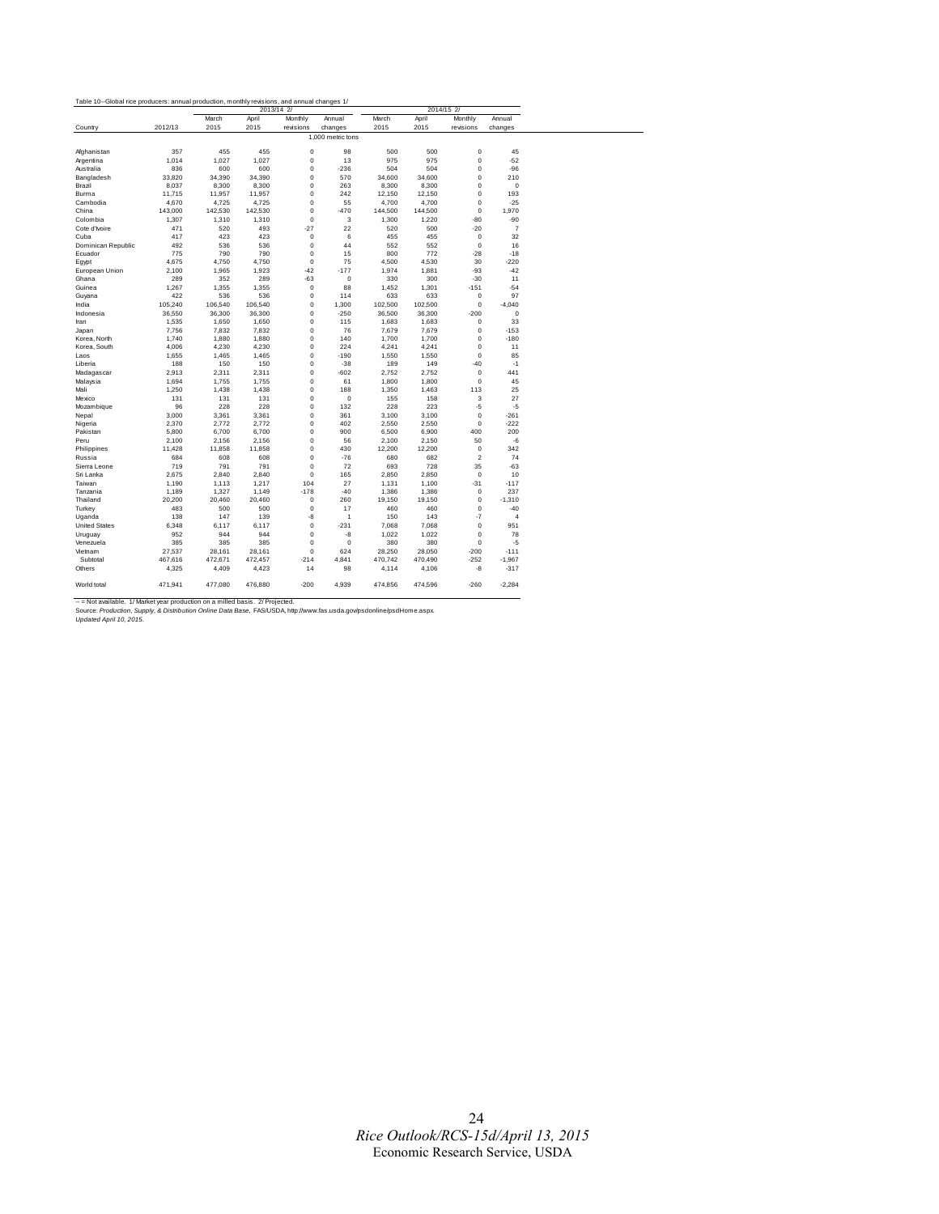Table 10--Global rice producers: annual production, monthly revisions, and annual changes 1/

| Country | 2012/13 | 2013/14 2/ March 2015 | April 2015 | Monthly revisions | Annual changes | 2014/15 2/ March 2015 | April 2015 | Monthly revisions | Annual changes |
|---|---|---|---|---|---|---|---|---|---|
| | | | | | 1,000 metric tons | | | | |
| Afghanistan | 357 | 455 | 455 | 0 | 98 | 500 | 500 | 0 | 45 |
| Argentina | 1,014 | 1,027 | 1,027 | 0 | 13 | 975 | 975 | 0 | -52 |
| Australia | 836 | 600 | 600 | 0 | -236 | 504 | 504 | 0 | -96 |
| Bangladesh | 33,820 | 34,390 | 34,390 | 0 | 570 | 34,600 | 34,600 | 0 | 210 |
| Brazil | 8,037 | 8,300 | 8,300 | 0 | 263 | 8,300 | 8,300 | 0 | 0 |
| Burma | 11,715 | 11,957 | 11,957 | 0 | 242 | 12,150 | 12,150 | 0 | 193 |
| Cambodia | 4,670 | 4,725 | 4,725 | 0 | 55 | 4,700 | 4,700 | 0 | -25 |
| China | 143,000 | 142,530 | 142,530 | 0 | -470 | 144,500 | 144,500 | 0 | 1,970 |
| Colombia | 1,307 | 1,310 | 1,310 | 0 | 3 | 1,300 | 1,220 | -80 | -90 |
| Cote d'Ivoire | 471 | 520 | 493 | -27 | 22 | 520 | 500 | -20 | 7 |
| Cuba | 417 | 423 | 423 | 0 | 6 | 455 | 455 | 0 | 32 |
| Dominican Republic | 492 | 536 | 536 | 0 | 44 | 552 | 552 | 0 | 16 |
| Ecuador | 775 | 790 | 790 | 0 | 15 | 800 | 772 | -28 | -18 |
| Egypt | 4,675 | 4,750 | 4,750 | 0 | 75 | 4,500 | 4,530 | 30 | -220 |
| European Union | 2,100 | 1,965 | 1,923 | -42 | -177 | 1,974 | 1,881 | -93 | -42 |
| Ghana | 289 | 352 | 289 | -63 | 0 | 330 | 300 | -30 | 11 |
| Guinea | 1,267 | 1,355 | 1,355 | 0 | 88 | 1,452 | 1,301 | -151 | -54 |
| Guyana | 422 | 536 | 536 | 0 | 114 | 633 | 633 | 0 | 97 |
| India | 105,240 | 106,540 | 106,540 | 0 | 1,300 | 102,500 | 102,500 | 0 | -4,040 |
| Indonesia | 36,550 | 36,300 | 36,300 | 0 | -250 | 36,500 | 36,300 | -200 | 0 |
| Iran | 1,535 | 1,650 | 1,650 | 0 | 115 | 1,683 | 1,683 | 0 | 33 |
| Japan | 7,756 | 7,832 | 7,832 | 0 | 76 | 7,679 | 7,679 | 0 | -153 |
| Korea, North | 1,740 | 1,880 | 1,880 | 0 | 140 | 1,700 | 1,700 | 0 | -180 |
| Korea, South | 4,006 | 4,230 | 4,230 | 0 | 224 | 4,241 | 4,241 | 0 | 11 |
| Laos | 1,655 | 1,465 | 1,465 | 0 | -190 | 1,550 | 1,550 | 0 | 85 |
| Liberia | 188 | 150 | 150 | 0 | -38 | 189 | 149 | -40 | -1 |
| Madagascar | 2,913 | 2,311 | 2,311 | 0 | -602 | 2,752 | 2,752 | 0 | 441 |
| Malaysia | 1,694 | 1,755 | 1,755 | 0 | 61 | 1,800 | 1,800 | 0 | 45 |
| Mali | 1,250 | 1,438 | 1,438 | 0 | 188 | 1,350 | 1,463 | 113 | 25 |
| Mexico | 131 | 131 | 131 | 0 | 0 | 155 | 158 | 3 | 27 |
| Mozambique | 96 | 228 | 228 | 0 | 132 | 228 | 223 | -5 | -5 |
| Nepal | 3,000 | 3,361 | 3,361 | 0 | 361 | 3,100 | 3,100 | 0 | -261 |
| Nigeria | 2,370 | 2,772 | 2,772 | 0 | 402 | 2,550 | 2,550 | 0 | -222 |
| Pakistan | 5,800 | 6,700 | 6,700 | 0 | 900 | 6,500 | 6,900 | 400 | 200 |
| Peru | 2,100 | 2,156 | 2,156 | 0 | 56 | 2,100 | 2,150 | 50 | -6 |
| Philippines | 11,428 | 11,858 | 11,858 | 0 | 430 | 12,200 | 12,200 | 0 | 342 |
| Russia | 684 | 608 | 608 | 0 | -76 | 680 | 682 | 2 | 74 |
| Sierra Leone | 719 | 791 | 791 | 0 | 72 | 693 | 728 | 35 | -63 |
| Sri Lanka | 2,675 | 2,840 | 2,840 | 0 | 165 | 2,850 | 2,850 | 0 | 10 |
| Taiwan | 1,190 | 1,113 | 1,217 | 104 | 27 | 1,131 | 1,100 | -31 | -117 |
| Tanzania | 1,189 | 1,327 | 1,149 | -178 | -40 | 1,386 | 1,386 | 0 | 237 |
| Thailand | 20,200 | 20,460 | 20,460 | 0 | 260 | 19,150 | 19,150 | 0 | -1,310 |
| Turkey | 483 | 500 | 500 | 0 | 17 | 460 | 460 | 0 | -40 |
| Uganda | 138 | 147 | 139 | -8 | 1 | 150 | 143 | -7 | 4 |
| United States | 6,348 | 6,117 | 6,117 | 0 | -231 | 7,068 | 7,068 | 0 | 951 |
| Uruguay | 952 | 944 | 944 | 0 | -8 | 1,022 | 1,022 | 0 | 78 |
| Venezuela | 385 | 385 | 385 | 0 | 0 | 380 | 380 | 0 | -5 |
| Vietnam | 27,537 | 28,161 | 28,161 | 0 | 624 | 28,250 | 28,050 | -200 | -111 |
| Subtotal | 467,616 | 472,671 | 472,457 | -214 | 4,841 | 470,742 | 470,490 | -252 | -1,967 |
| Others | 4,325 | 4,409 | 4,423 | 14 | 98 | 4,114 | 4,106 | -8 | -317 |
| World total | 471,941 | 477,080 | 476,880 | -200 | 4,939 | 474,856 | 474,596 | -260 | -2,284 |

-- = Not available. 1/ Market year production on a milled basis. 2/ Projected.

Source: *Production, Supply, & Distribution Online Data Base*, FAS/USDA, http://www.fas.usda.gov/psdonline/psdHome.aspx.

*Updated April 10, 2015.*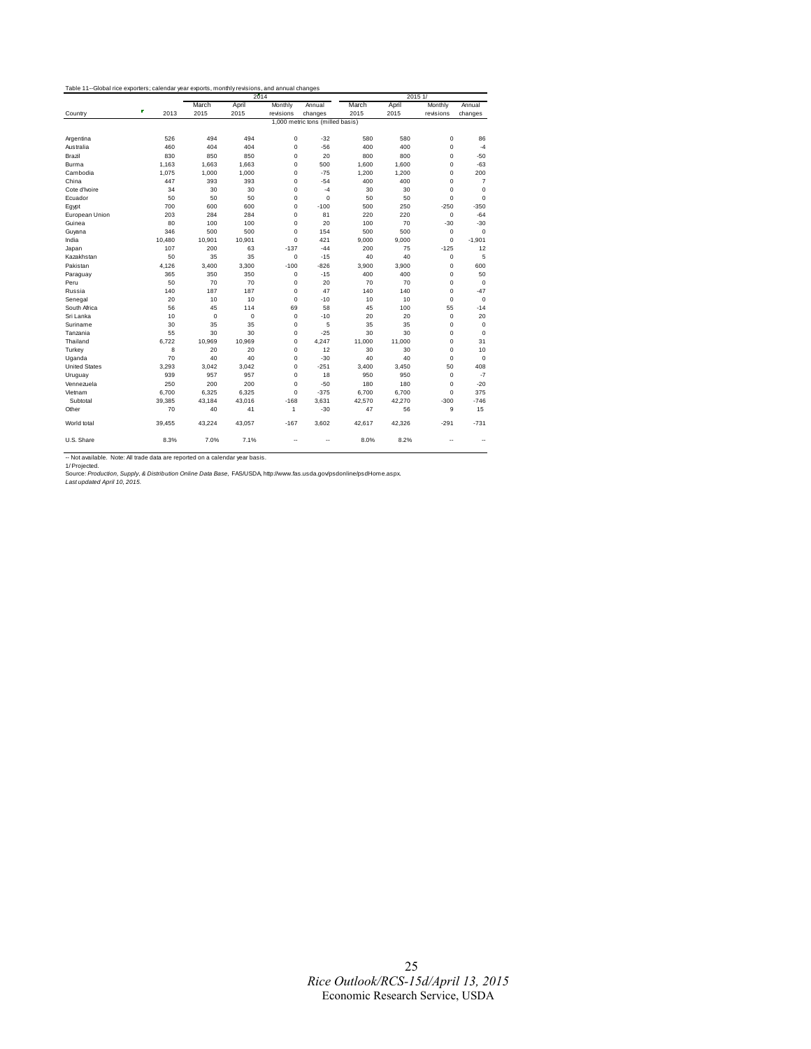Table 11--Global rice exporters; calendar year exports, monthly revisions, and annual changes

| Country | 2013 | 2014 March 2015 | 2014 April 2015 | 2014 Monthly revisions | 2014 Annual changes | 2015 1/ March 2015 | 2015 1/ April 2015 | 2015 1/ Monthly revisions | 2015 1/ Annual changes |
|---|---|---|---|---|---|---|---|---|---|
| | 1,000 metric tons (milled basis) | | | | | | | | |
| Argentina | 526 | 494 | 494 | 0 | -32 | 580 | 580 | 0 | 86 |
| Australia | 460 | 404 | 404 | 0 | -56 | 400 | 400 | 0 | -4 |
| Brazil | 830 | 850 | 850 | 0 | 20 | 800 | 800 | 0 | -50 |
| Burma | 1,163 | 1,663 | 1,663 | 0 | 500 | 1,600 | 1,600 | 0 | -63 |
| Cambodia | 1,075 | 1,000 | 1,000 | 0 | -75 | 1,200 | 1,200 | 0 | 200 |
| China | 447 | 393 | 393 | 0 | -54 | 400 | 400 | 0 | 7 |
| Cote d'Ivoire | 34 | 30 | 30 | 0 | -4 | 30 | 30 | 0 | 0 |
| Ecuador | 50 | 50 | 50 | 0 | 0 | 50 | 50 | 0 | 0 |
| Egypt | 700 | 600 | 600 | 0 | -100 | 500 | 250 | -250 | -350 |
| European Union | 203 | 284 | 284 | 0 | 81 | 220 | 220 | 0 | -64 |
| Guinea | 80 | 100 | 100 | 0 | 20 | 100 | 70 | -30 | -30 |
| Guyana | 346 | 500 | 500 | 0 | 154 | 500 | 500 | 0 | 0 |
| India | 10,480 | 10,901 | 10,901 | 0 | 421 | 9,000 | 9,000 | 0 | -1,901 |
| Japan | 107 | 200 | 63 | -137 | -44 | 200 | 75 | -125 | 12 |
| Kazakhstan | 50 | 35 | 35 | 0 | -15 | 40 | 40 | 0 | 5 |
| Pakistan | 4,126 | 3,400 | 3,300 | -100 | -826 | 3,900 | 3,900 | 0 | 600 |
| Paraguay | 365 | 350 | 350 | 0 | -15 | 400 | 400 | 0 | 50 |
| Peru | 50 | 70 | 70 | 0 | 20 | 70 | 70 | 0 | 0 |
| Russia | 140 | 187 | 187 | 0 | 47 | 140 | 140 | 0 | -47 |
| Senegal | 20 | 10 | 10 | 0 | -10 | 10 | 10 | 0 | 0 |
| South Africa | 56 | 45 | 114 | 69 | 58 | 45 | 100 | 55 | -14 |
| Sri Lanka | 10 | 0 | 0 | 0 | -10 | 20 | 20 | 0 | 20 |
| Suriname | 30 | 35 | 35 | 0 | 5 | 35 | 35 | 0 | 0 |
| Tanzania | 55 | 30 | 30 | 0 | -25 | 30 | 30 | 0 | 0 |
| Thailand | 6,722 | 10,969 | 10,969 | 0 | 4,247 | 11,000 | 11,000 | 0 | 31 |
| Turkey | 8 | 20 | 20 | 0 | 12 | 30 | 30 | 0 | 10 |
| Uganda | 70 | 40 | 40 | 0 | -30 | 40 | 40 | 0 | 0 |
| United States | 3,293 | 3,042 | 3,042 | 0 | -251 | 3,400 | 3,450 | 50 | 408 |
| Uruguay | 939 | 957 | 957 | 0 | 18 | 950 | 950 | 0 | -7 |
| Vennezuela | 250 | 200 | 200 | 0 | -50 | 180 | 180 | 0 | -20 |
| Vietnam | 6,700 | 6,325 | 6,325 | 0 | -375 | 6,700 | 6,700 | 0 | 375 |
| Subtotal | 39,385 | 43,184 | 43,016 | -168 | 3,631 | 42,570 | 42,270 | -300 | -746 |
| Other | 70 | 40 | 41 | 1 | -30 | 47 | 56 | 9 | 15 |
| World total | 39,455 | 43,224 | 43,057 | -167 | 3,602 | 42,617 | 42,326 | -291 | -731 |
| U.S. Share | 8.3% | 7.0% | 7.1% | -- | -- | 8.0% | 8.2% | -- | -- |

-- Not available. Note: All trade data are reported on a calendar year basis.

1/ Projected.

Source: *Production, Supply, & Distribution Online Data Base*, FAS/USDA, http://www.fas.usda.gov/psdonline/psdHome.aspx.

*Last updated April 10, 2015.*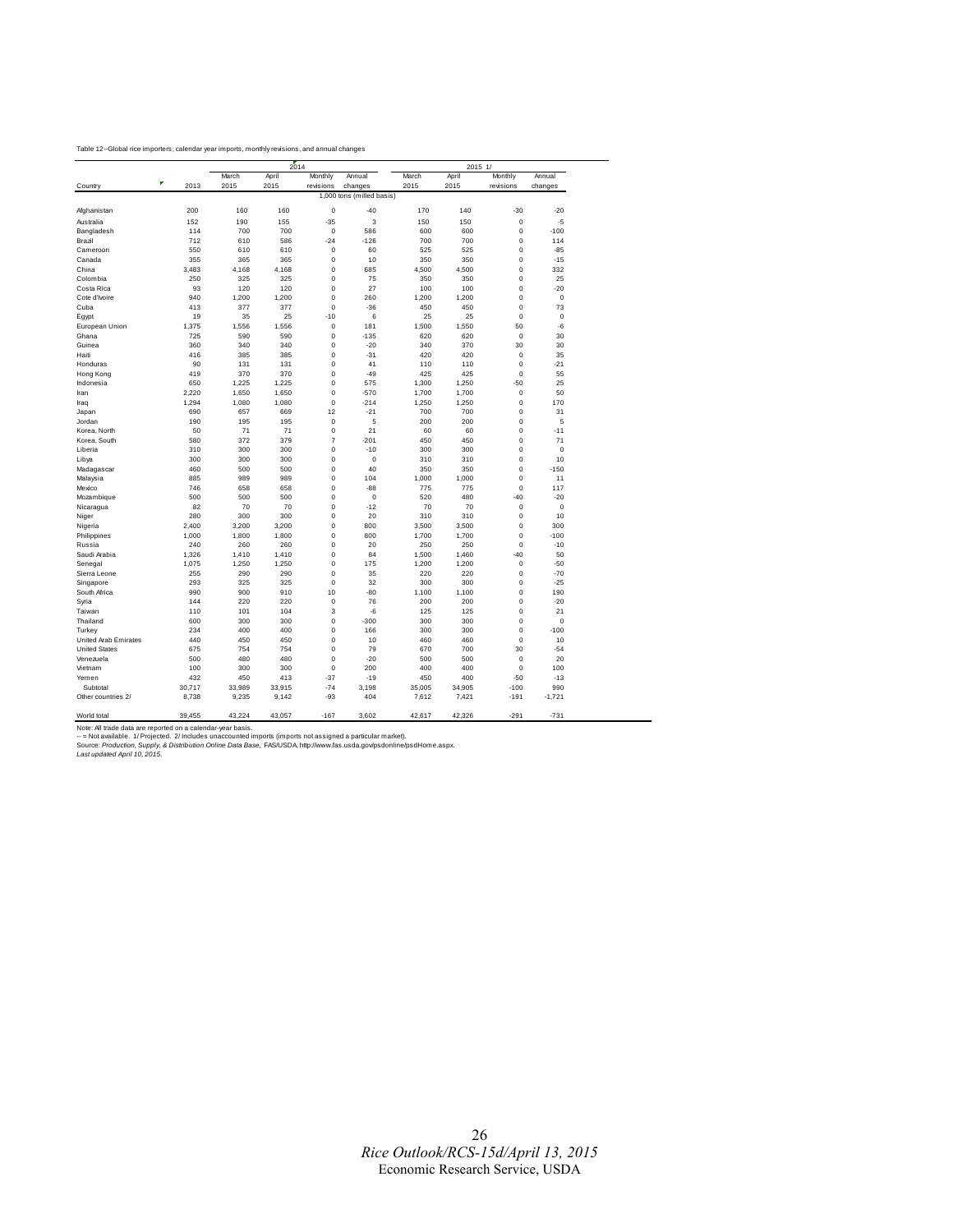Table 12--Global rice importers; calendar year imports, monthly revisions, and annual changes

| | | 2014 | | | | | 2015 1/ | | | |
|---|---|---|---|---|---|---|---|---|---|---|
| Country | 2013 | March 2015 | April 2015 | Monthly revisions | Annual changes | | March 2015 | April 2015 | Monthly revisions | Annual changes |
| | | | | | 1,000 tons (milled basis) | | | | | |
| Afghanistan | 200 | 160 | 160 | 0 | -40 | | 170 | 140 | -30 | -20 |
| Australia | 152 | 190 | 155 | -35 | 3 | | 150 | 150 | 0 | -5 |
| Bangladesh | 114 | 700 | 700 | 0 | 586 | | 600 | 600 | 0 | -100 |
| Brazil | 712 | 610 | 586 | -24 | -126 | | 700 | 700 | 0 | 114 |
| Cameroon | 550 | 610 | 610 | 0 | 60 | | 525 | 525 | 0 | -85 |
| Canada | 355 | 365 | 365 | 0 | 10 | | 350 | 350 | 0 | -15 |
| China | 3,483 | 4,168 | 4,168 | 0 | 685 | | 4,500 | 4,500 | 0 | 332 |
| Colombia | 250 | 325 | 325 | 0 | 75 | | 350 | 350 | 0 | 25 |
| Costa Rica | 93 | 120 | 120 | 0 | 27 | | 100 | 100 | 0 | -20 |
| Cote d'Ivoire | 940 | 1,200 | 1,200 | 0 | 260 | | 1,200 | 1,200 | 0 | 0 |
| Cuba | 413 | 377 | 377 | 0 | -36 | | 450 | 450 | 0 | 73 |
| Egypt | 19 | 35 | 25 | -10 | 6 | | 25 | 25 | 0 | 0 |
| European Union | 1,375 | 1,556 | 1,556 | 0 | 181 | | 1,500 | 1,550 | 50 | -6 |
| Ghana | 725 | 590 | 590 | 0 | -135 | | 620 | 620 | 0 | 30 |
| Guinea | 360 | 340 | 340 | 0 | -20 | | 340 | 370 | 30 | 30 |
| Haiti | 416 | 385 | 385 | 0 | -31 | | 420 | 420 | 0 | 35 |
| Honduras | 90 | 131 | 131 | 0 | 41 | | 110 | 110 | 0 | -21 |
| Hong Kong | 419 | 370 | 370 | 0 | -49 | | 425 | 425 | 0 | 55 |
| Indonesia | 650 | 1,225 | 1,225 | 0 | 575 | | 1,300 | 1,250 | -50 | 25 |
| Iran | 2,220 | 1,650 | 1,650 | 0 | -570 | | 1,700 | 1,700 | 0 | 50 |
| Iraq | 1,294 | 1,080 | 1,080 | 0 | -214 | | 1,250 | 1,250 | 0 | 170 |
| Japan | 690 | 657 | 669 | 12 | -21 | | 700 | 700 | 0 | 31 |
| Jordan | 190 | 195 | 195 | 0 | 5 | | 200 | 200 | 0 | 5 |
| Korea, North | 50 | 71 | 71 | 0 | 21 | | 60 | 60 | 0 | -11 |
| Korea, South | 580 | 372 | 379 | 7 | -201 | | 450 | 450 | 0 | 71 |
| Liberia | 310 | 300 | 300 | 0 | -10 | | 300 | 300 | 0 | 0 |
| Libya | 300 | 300 | 300 | 0 | 0 | | 310 | 310 | 0 | 10 |
| Madagascar | 460 | 500 | 500 | 0 | 40 | | 350 | 350 | 0 | -150 |
| Malaysia | 885 | 989 | 989 | 0 | 104 | | 1,000 | 1,000 | 0 | 11 |
| Mexico | 746 | 658 | 658 | 0 | -88 | | 775 | 775 | 0 | 117 |
| Mozambique | 500 | 500 | 500 | 0 | 0 | | 520 | 480 | -40 | -20 |
| Nicaragua | 82 | 70 | 70 | 0 | -12 | | 70 | 70 | 0 | 0 |
| Niger | 280 | 300 | 300 | 0 | 20 | | 310 | 310 | 0 | 10 |
| Nigeria | 2,400 | 3,200 | 3,200 | 0 | 800 | | 3,500 | 3,500 | 0 | 300 |
| Philippines | 1,000 | 1,800 | 1,800 | 0 | 800 | | 1,700 | 1,700 | 0 | -100 |
| Russia | 240 | 260 | 260 | 0 | 20 | | 250 | 250 | 0 | -10 |
| Saudi Arabia | 1,326 | 1,410 | 1,410 | 0 | 84 | | 1,500 | 1,460 | -40 | 50 |
| Senegal | 1,075 | 1,250 | 1,250 | 0 | 175 | | 1,200 | 1,200 | 0 | -50 |
| Sierra Leone | 255 | 290 | 290 | 0 | 35 | | 220 | 220 | 0 | -70 |
| Singapore | 293 | 325 | 325 | 0 | 32 | | 300 | 300 | 0 | -25 |
| South Africa | 990 | 900 | 910 | 10 | -80 | | 1,100 | 1,100 | 0 | 190 |
| Syria | 144 | 220 | 220 | 0 | 76 | | 200 | 200 | 0 | -20 |
| Taiwan | 110 | 101 | 104 | 3 | -6 | | 125 | 125 | 0 | 21 |
| Thailand | 600 | 300 | 300 | 0 | -300 | | 300 | 300 | 0 | 0 |
| Turkey | 234 | 400 | 400 | 0 | 166 | | 300 | 300 | 0 | -100 |
| United Arab Emirates | 440 | 450 | 450 | 0 | 10 | | 460 | 460 | 0 | 10 |
| United States | 675 | 754 | 754 | 0 | 79 | | 670 | 700 | 30 | -54 |
| Venezuela | 500 | 480 | 480 | 0 | -20 | | 500 | 500 | 0 | 20 |
| Vietnam | 100 | 300 | 300 | 0 | 200 | | 400 | 400 | 0 | 100 |
| Yemen | 432 | 450 | 413 | -37 | -19 | | 450 | 400 | -50 | -13 |
| Subtotal | 30,717 | 33,989 | 33,915 | -74 | 3,198 | | 35,005 | 34,905 | -100 | 990 |
| Other countries 2/ | 8,738 | 9,235 | 9,142 | -93 | 404 | | 7,612 | 7,421 | -191 | -1,721 |
| World total | 39,455 | 43,224 | 43,057 | -167 | 3,602 | | 42,617 | 42,326 | -291 | -731 |

Note: All trade data are reported on a calendar-year basis.
-- = Not available. 1/ Projected. 2/ Includes unaccounted imports (imports not assigned a particular market).
Source: *Production, Supply, & Distribution Online Data Base*, FAS/USDA, http://www.fas.usda.gov/psdonline/psdHome.aspx.
*Last updated April 10, 2015.*